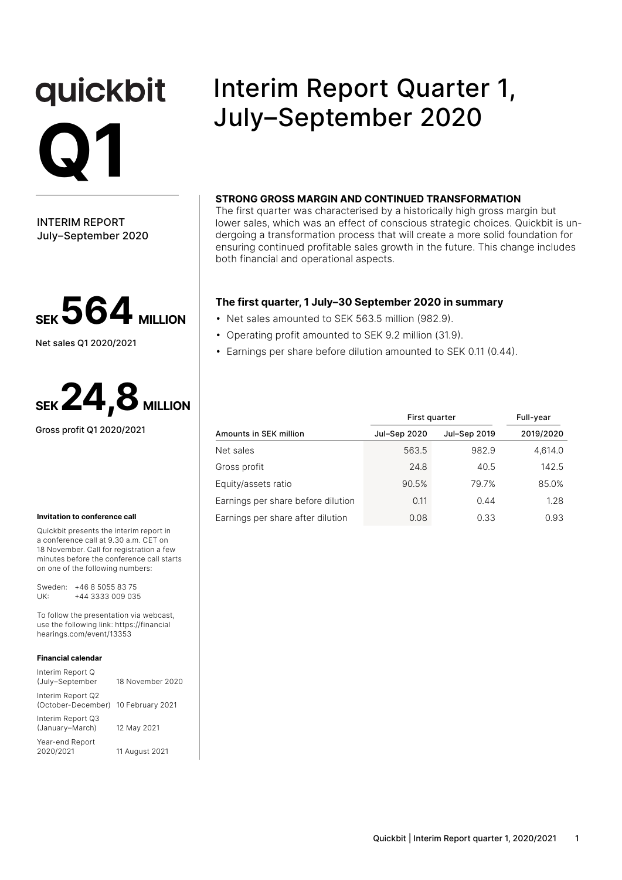# quickbit

# Q1

INTERIM REPORT
July–September 2020

# Interim Report Quarter 1, July–September 2020

**STRONG GROSS MARGIN AND CONTINUED TRANSFORMATION**

The first quarter was characterised by a historically high gross margin but lower sales, which was an effect of conscious strategic choices. Quickbit is undergoing a transformation process that will create a more solid foundation for ensuring continued profitable sales growth in the future. This change includes both financial and operational aspects.

**SEK 564 MILLION**

Net sales Q1 2020/2021

**SEK 24,8 MILLION**

Gross profit Q1 2020/2021

### The first quarter, 1 July–30 September 2020 in summary

- Net sales amounted to SEK 563.5 million (982.9).
- Operating profit amounted to SEK 9.2 million (31.9).
- Earnings per share before dilution amounted to SEK 0.11 (0.44).

| | First quarter | | Full-year |
|---|---|---|---|
| Amounts in SEK million | Jul–Sep 2020 | Jul–Sep 2019 | 2019/2020 |
| Net sales | 563.5 | 982.9 | 4,614.0 |
| Gross profit | 24.8 | 40.5 | 142.5 |
| Equity/assets ratio | 90.5% | 79.7% | 85.0% |
| Earnings per share before dilution | 0.11 | 0.44 | 1.28 |
| Earnings per share after dilution | 0.08 | 0.33 | 0.93 |

#### Invitation to conference call

Quickbit presents the interim report in a conference call at 9.30 a.m. CET on 18 November. Call for registration a few minutes before the conference call starts on one of the following numbers:

Sweden: +46 8 5055 83 75
UK: +44 3333 009 035

To follow the presentation via webcast, use the following link: https://financialhearings.com/event/13353

#### Financial calendar

| | |
|---|---|
| Interim Report Q (July–September | 18 November 2020 |
| Interim Report Q2 (October-December) | 10 February 2021 |
| Interim Report Q3 (January–March) | 12 May 2021 |
| Year-end Report 2020/2021 | 11 August 2021 |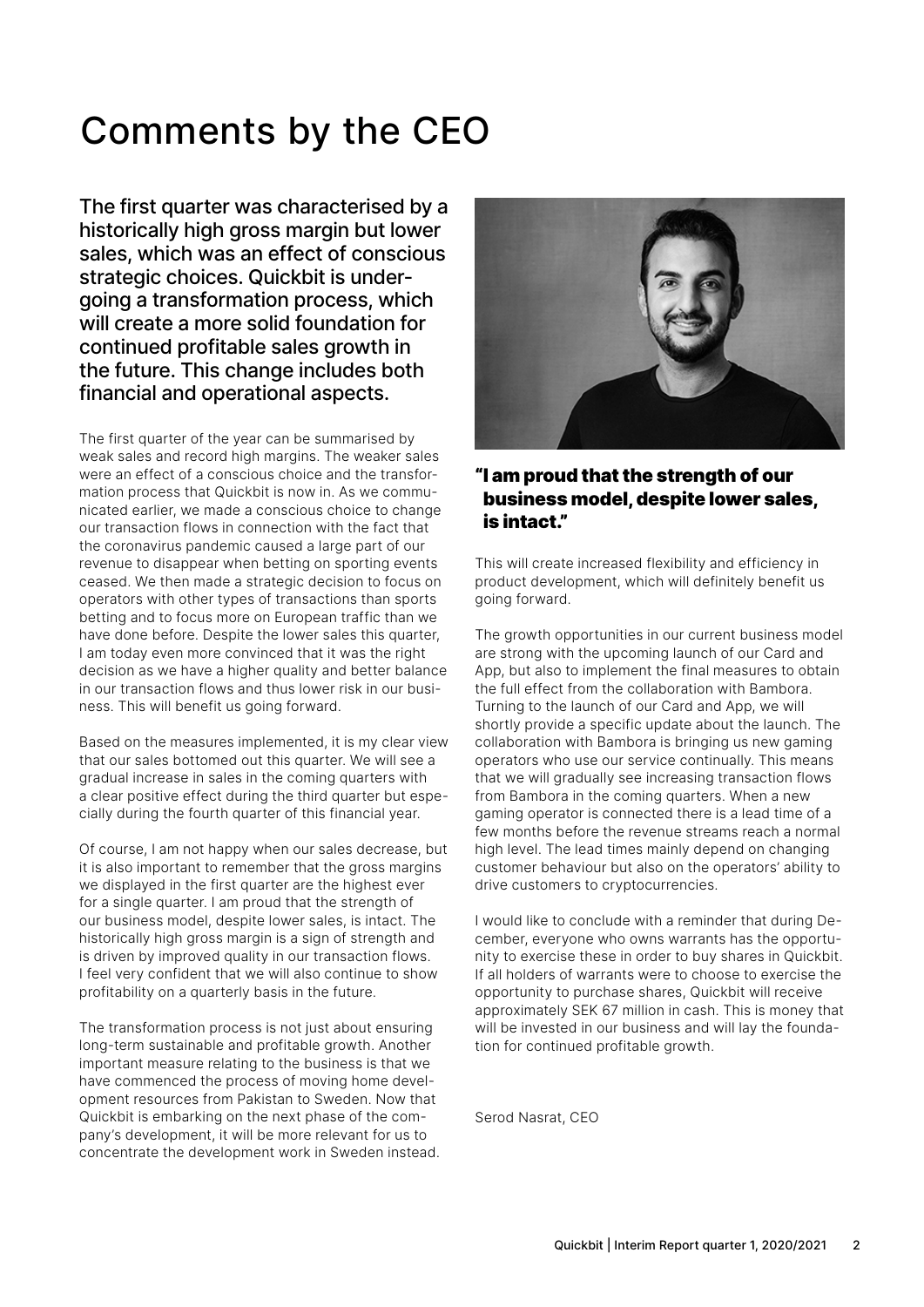# Comments by the CEO

**The first quarter was characterised by a historically high gross margin but lower sales, which was an effect of conscious strategic choices. Quickbit is undergoing a transformation process, which will create a more solid foundation for continued profitable sales growth in the future. This change includes both financial and operational aspects.**

The first quarter of the year can be summarised by weak sales and record high margins. The weaker sales were an effect of a conscious choice and the transformation process that Quickbit is now in. As we communicated earlier, we made a conscious choice to change our transaction flows in connection with the fact that the coronavirus pandemic caused a large part of our revenue to disappear when betting on sporting events ceased. We then made a strategic decision to focus on operators with other types of transactions than sports betting and to focus more on European traffic than we have done before. Despite the lower sales this quarter, I am today even more convinced that it was the right decision as we have a higher quality and better balance in our transaction flows and thus lower risk in our business. This will benefit us going forward.

Based on the measures implemented, it is my clear view that our sales bottomed out this quarter. We will see a gradual increase in sales in the coming quarters with a clear positive effect during the third quarter but especially during the fourth quarter of this financial year.

Of course, I am not happy when our sales decrease, but it is also important to remember that the gross margins we displayed in the first quarter are the highest ever for a single quarter. I am proud that the strength of our business model, despite lower sales, is intact. The historically high gross margin is a sign of strength and is driven by improved quality in our transaction flows. I feel very confident that we will also continue to show profitability on a quarterly basis in the future.

The transformation process is not just about ensuring long-term sustainable and profitable growth. Another important measure relating to the business is that we have commenced the process of moving home development resources from Pakistan to Sweden. Now that Quickbit is embarking on the next phase of the company's development, it will be more relevant for us to concentrate the development work in Sweden instead.

**"I am proud that the strength of our business model, despite lower sales, is intact."**

This will create increased flexibility and efficiency in product development, which will definitely benefit us going forward.

The growth opportunities in our current business model are strong with the upcoming launch of our Card and App, but also to implement the final measures to obtain the full effect from the collaboration with Bambora. Turning to the launch of our Card and App, we will shortly provide a specific update about the launch. The collaboration with Bambora is bringing us new gaming operators who use our service continually. This means that we will gradually see increasing transaction flows from Bambora in the coming quarters. When a new gaming operator is connected there is a lead time of a few months before the revenue streams reach a normal high level. The lead times mainly depend on changing customer behaviour but also on the operators' ability to drive customers to cryptocurrencies.

I would like to conclude with a reminder that during December, everyone who owns warrants has the opportunity to exercise these in order to buy shares in Quickbit. If all holders of warrants were to choose to exercise the opportunity to purchase shares, Quickbit will receive approximately SEK 67 million in cash. This is money that will be invested in our business and will lay the foundation for continued profitable growth.

Serod Nasrat, CEO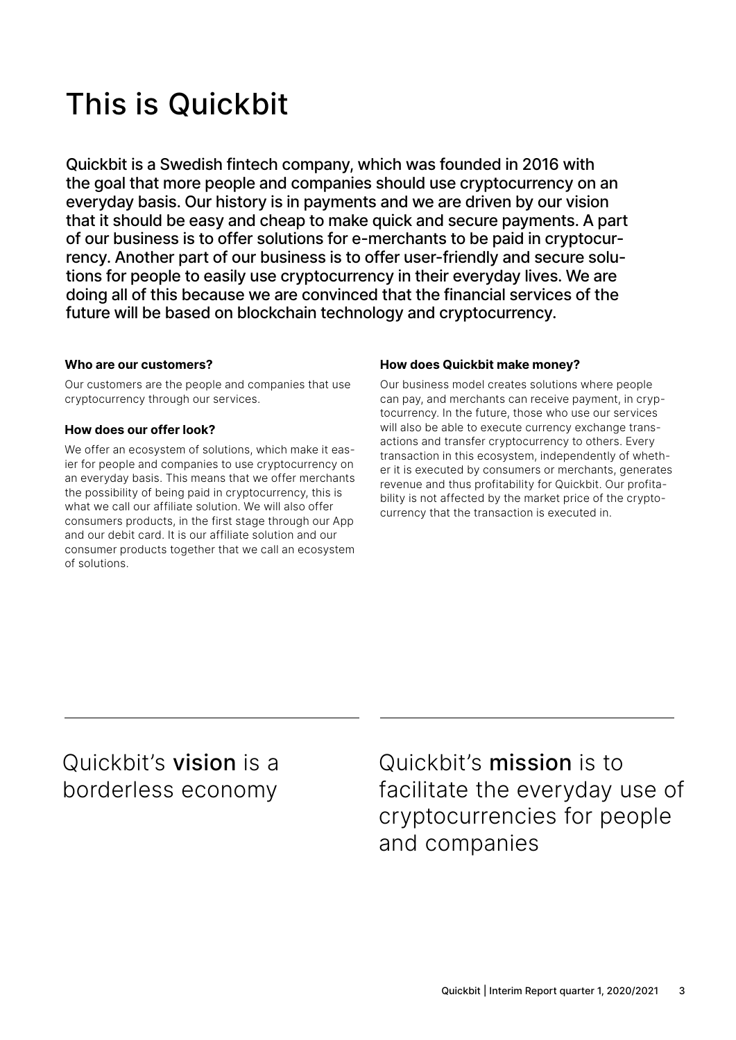# This is Quickbit

Quickbit is a Swedish fintech company, which was founded in 2016 with the goal that more people and companies should use cryptocurrency on an everyday basis. Our history is in payments and we are driven by our vision that it should be easy and cheap to make quick and secure payments. A part of our business is to offer solutions for e-merchants to be paid in cryptocurrency. Another part of our business is to offer user-friendly and secure solutions for people to easily use cryptocurrency in their everyday lives. We are doing all of this because we are convinced that the financial services of the future will be based on blockchain technology and cryptocurrency.

**Who are our customers?**

Our customers are the people and companies that use cryptocurrency through our services.

**How does our offer look?**

We offer an ecosystem of solutions, which make it easier for people and companies to use cryptocurrency on an everyday basis. This means that we offer merchants the possibility of being paid in cryptocurrency, this is what we call our affiliate solution. We will also offer consumers products, in the first stage through our App and our debit card. It is our affiliate solution and our consumer products together that we call an ecosystem of solutions.

**How does Quickbit make money?**

Our business model creates solutions where people can pay, and merchants can receive payment, in cryptocurrency. In the future, those who use our services will also be able to execute currency exchange transactions and transfer cryptocurrency to others. Every transaction in this ecosystem, independently of whether it is executed by consumers or merchants, generates revenue and thus profitability for Quickbit. Our profitability is not affected by the market price of the cryptocurrency that the transaction is executed in.

Quickbit's **vision** is a borderless economy

Quickbit's **mission** is to facilitate the everyday use of cryptocurrencies for people and companies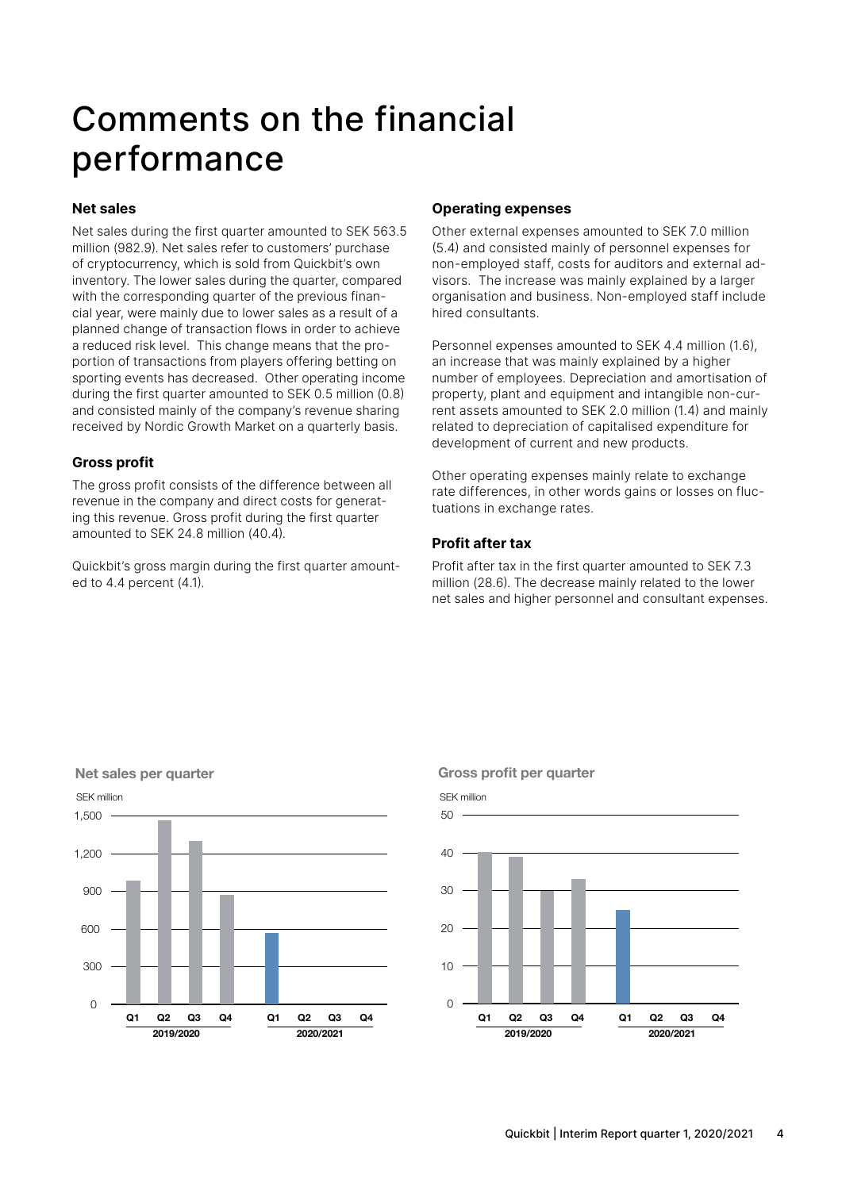# Comments on the financial performance

### Net sales

Net sales during the first quarter amounted to SEK 563.5 million (982.9). Net sales refer to customers' purchase of cryptocurrency, which is sold from Quickbit's own inventory. The lower sales during the quarter, compared with the corresponding quarter of the previous financial year, were mainly due to lower sales as a result of a planned change of transaction flows in order to achieve a reduced risk level. This change means that the proportion of transactions from players offering betting on sporting events has decreased. Other operating income during the first quarter amounted to SEK 0.5 million (0.8) and consisted mainly of the company's revenue sharing received by Nordic Growth Market on a quarterly basis.

### Gross profit

The gross profit consists of the difference between all revenue in the company and direct costs for generating this revenue. Gross profit during the first quarter amounted to SEK 24.8 million (40.4).

Quickbit's gross margin during the first quarter amounted to 4.4 percent (4.1).

### Operating expenses

Other external expenses amounted to SEK 7.0 million (5.4) and consisted mainly of personnel expenses for non-employed staff, costs for auditors and external advisors. The increase was mainly explained by a larger organisation and business. Non-employed staff include hired consultants.

Personnel expenses amounted to SEK 4.4 million (1.6), an increase that was mainly explained by a higher number of employees. Depreciation and amortisation of property, plant and equipment and intangible non-current assets amounted to SEK 2.0 million (1.4) and mainly related to depreciation of capitalised expenditure for development of current and new products.

Other operating expenses mainly relate to exchange rate differences, in other words gains or losses on fluctuations in exchange rates.

### Profit after tax

Profit after tax in the first quarter amounted to SEK 7.3 million (28.6). The decrease mainly related to the lower net sales and higher personnel and consultant expenses.

**Net sales per quarter**

SEK million

**Gross profit per quarter**

SEK million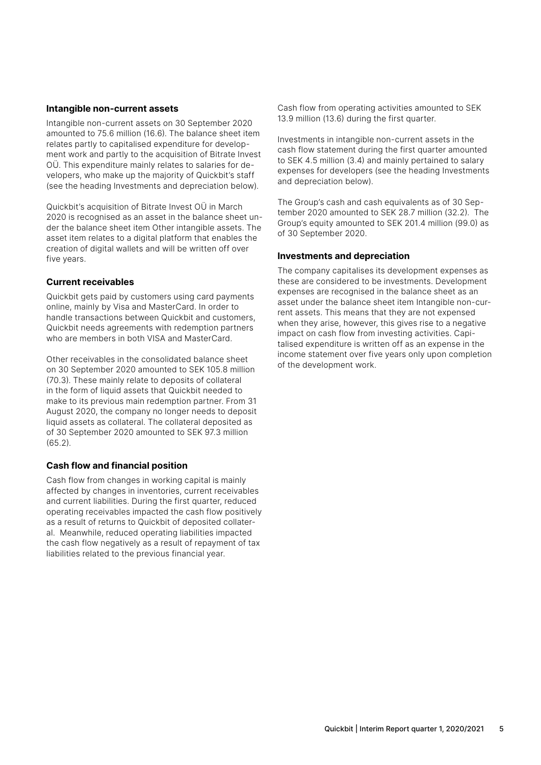### Intangible non-current assets

Intangible non-current assets on 30 September 2020 amounted to 75.6 million (16.6). The balance sheet item relates partly to capitalised expenditure for development work and partly to the acquisition of Bitrate Invest OÜ. This expenditure mainly relates to salaries for developers, who make up the majority of Quickbit's staff (see the heading Investments and depreciation below).

Quickbit's acquisition of Bitrate Invest OÜ in March 2020 is recognised as an asset in the balance sheet under the balance sheet item Other intangible assets. The asset item relates to a digital platform that enables the creation of digital wallets and will be written off over five years.

### Current receivables

Quickbit gets paid by customers using card payments online, mainly by Visa and MasterCard. In order to handle transactions between Quickbit and customers, Quickbit needs agreements with redemption partners who are members in both VISA and MasterCard.

Other receivables in the consolidated balance sheet on 30 September 2020 amounted to SEK 105.8 million (70.3). These mainly relate to deposits of collateral in the form of liquid assets that Quickbit needed to make to its previous main redemption partner. From 31 August 2020, the company no longer needs to deposit liquid assets as collateral. The collateral deposited as of 30 September 2020 amounted to SEK 97.3 million (65.2).

### Cash flow and financial position

Cash flow from changes in working capital is mainly affected by changes in inventories, current receivables and current liabilities. During the first quarter, reduced operating receivables impacted the cash flow positively as a result of returns to Quickbit of deposited collateral. Meanwhile, reduced operating liabilities impacted the cash flow negatively as a result of repayment of tax liabilities related to the previous financial year.

Cash flow from operating activities amounted to SEK 13.9 million (13.6) during the first quarter.

Investments in intangible non-current assets in the cash flow statement during the first quarter amounted to SEK 4.5 million (3.4) and mainly pertained to salary expenses for developers (see the heading Investments and depreciation below).

The Group's cash and cash equivalents as of 30 September 2020 amounted to SEK 28.7 million (32.2). The Group's equity amounted to SEK 201.4 million (99.0) as of 30 September 2020.

### Investments and depreciation

The company capitalises its development expenses as these are considered to be investments. Development expenses are recognised in the balance sheet as an asset under the balance sheet item Intangible non-current assets. This means that they are not expensed when they arise, however, this gives rise to a negative impact on cash flow from investing activities. Capitalised expenditure is written off as an expense in the income statement over five years only upon completion of the development work.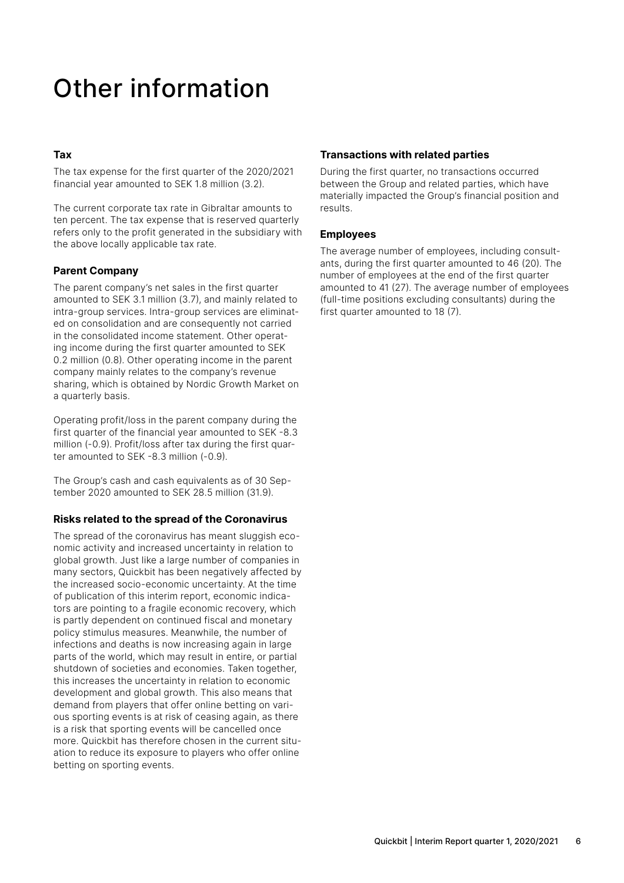# Other information

### Tax

The tax expense for the first quarter of the 2020/2021 financial year amounted to SEK 1.8 million (3.2).

The current corporate tax rate in Gibraltar amounts to ten percent. The tax expense that is reserved quarterly refers only to the profit generated in the subsidiary with the above locally applicable tax rate.

### Parent Company

The parent company's net sales in the first quarter amounted to SEK 3.1 million (3.7), and mainly related to intra-group services. Intra-group services are eliminated on consolidation and are consequently not carried in the consolidated income statement. Other operating income during the first quarter amounted to SEK 0.2 million (0.8). Other operating income in the parent company mainly relates to the company's revenue sharing, which is obtained by Nordic Growth Market on a quarterly basis.

Operating profit/loss in the parent company during the first quarter of the financial year amounted to SEK -8.3 million (-0.9). Profit/loss after tax during the first quarter amounted to SEK -8.3 million (-0.9).

The Group's cash and cash equivalents as of 30 September 2020 amounted to SEK 28.5 million (31.9).

### Risks related to the spread of the Coronavirus

The spread of the coronavirus has meant sluggish economic activity and increased uncertainty in relation to global growth. Just like a large number of companies in many sectors, Quickbit has been negatively affected by the increased socio-economic uncertainty. At the time of publication of this interim report, economic indicators are pointing to a fragile economic recovery, which is partly dependent on continued fiscal and monetary policy stimulus measures. Meanwhile, the number of infections and deaths is now increasing again in large parts of the world, which may result in entire, or partial shutdown of societies and economies. Taken together, this increases the uncertainty in relation to economic development and global growth. This also means that demand from players that offer online betting on various sporting events is at risk of ceasing again, as there is a risk that sporting events will be cancelled once more. Quickbit has therefore chosen in the current situation to reduce its exposure to players who offer online betting on sporting events.

### Transactions with related parties

During the first quarter, no transactions occurred between the Group and related parties, which have materially impacted the Group's financial position and results.

### Employees

The average number of employees, including consultants, during the first quarter amounted to 46 (20). The number of employees at the end of the first quarter amounted to 41 (27). The average number of employees (full-time positions excluding consultants) during the first quarter amounted to 18 (7).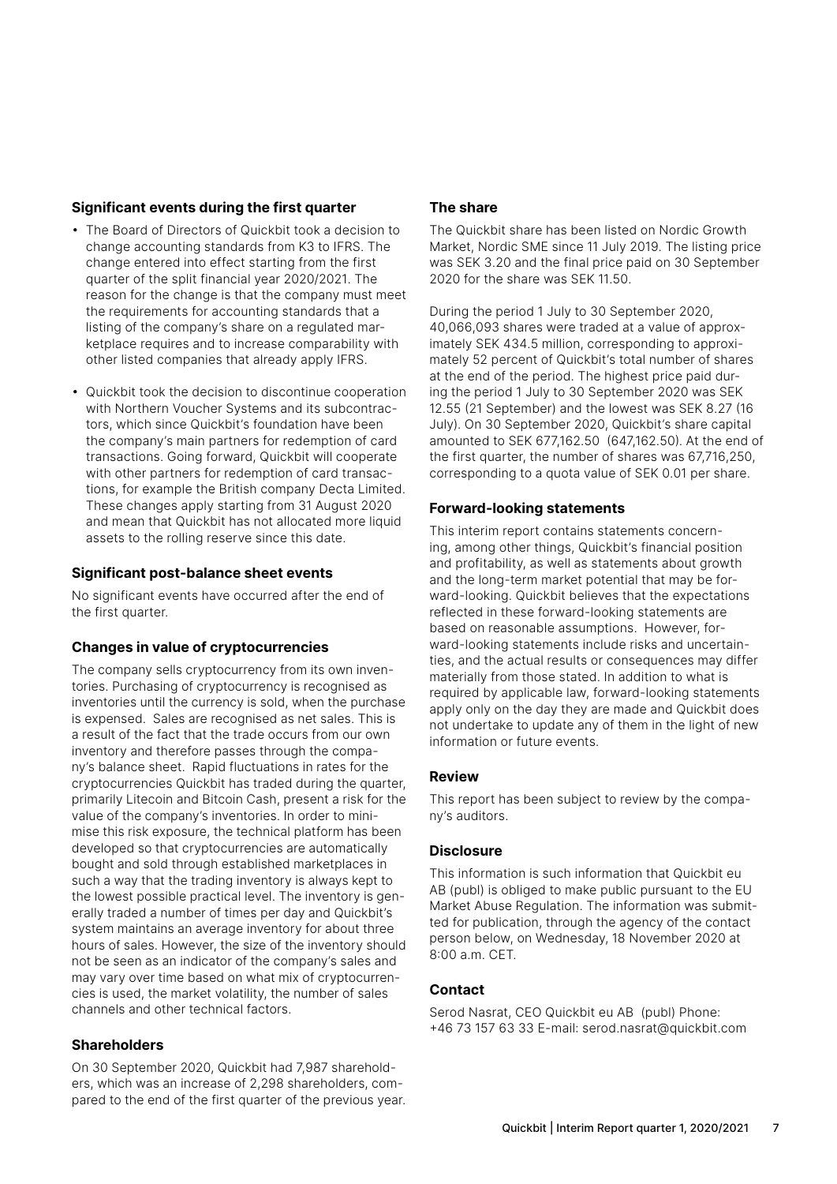### Significant events during the first quarter

- The Board of Directors of Quickbit took a decision to change accounting standards from K3 to IFRS. The change entered into effect starting from the first quarter of the split financial year 2020/2021. The reason for the change is that the company must meet the requirements for accounting standards that a listing of the company's share on a regulated marketplace requires and to increase comparability with other listed companies that already apply IFRS.
- Quickbit took the decision to discontinue cooperation with Northern Voucher Systems and its subcontractors, which since Quickbit's foundation have been the company's main partners for redemption of card transactions. Going forward, Quickbit will cooperate with other partners for redemption of card transactions, for example the British company Decta Limited. These changes apply starting from 31 August 2020 and mean that Quickbit has not allocated more liquid assets to the rolling reserve since this date.

### Significant post-balance sheet events

No significant events have occurred after the end of the first quarter.

### Changes in value of cryptocurrencies

The company sells cryptocurrency from its own inventories. Purchasing of cryptocurrency is recognised as inventories until the currency is sold, when the purchase is expensed. Sales are recognised as net sales. This is a result of the fact that the trade occurs from our own inventory and therefore passes through the company's balance sheet. Rapid fluctuations in rates for the cryptocurrencies Quickbit has traded during the quarter, primarily Litecoin and Bitcoin Cash, present a risk for the value of the company's inventories. In order to minimise this risk exposure, the technical platform has been developed so that cryptocurrencies are automatically bought and sold through established marketplaces in such a way that the trading inventory is always kept to the lowest possible practical level. The inventory is generally traded a number of times per day and Quickbit's system maintains an average inventory for about three hours of sales. However, the size of the inventory should not be seen as an indicator of the company's sales and may vary over time based on what mix of cryptocurrencies is used, the market volatility, the number of sales channels and other technical factors.

### Shareholders

On 30 September 2020, Quickbit had 7,987 shareholders, which was an increase of 2,298 shareholders, compared to the end of the first quarter of the previous year.

### The share

The Quickbit share has been listed on Nordic Growth Market, Nordic SME since 11 July 2019. The listing price was SEK 3.20 and the final price paid on 30 September 2020 for the share was SEK 11.50.

During the period 1 July to 30 September 2020, 40,066,093 shares were traded at a value of approximately SEK 434.5 million, corresponding to approximately 52 percent of Quickbit's total number of shares at the end of the period. The highest price paid during the period 1 July to 30 September 2020 was SEK 12.55 (21 September) and the lowest was SEK 8.27 (16 July). On 30 September 2020, Quickbit's share capital amounted to SEK 677,162.50 (647,162.50). At the end of the first quarter, the number of shares was 67,716,250, corresponding to a quota value of SEK 0.01 per share.

### Forward-looking statements

This interim report contains statements concerning, among other things, Quickbit's financial position and profitability, as well as statements about growth and the long-term market potential that may be forward-looking. Quickbit believes that the expectations reflected in these forward-looking statements are based on reasonable assumptions. However, forward-looking statements include risks and uncertainties, and the actual results or consequences may differ materially from those stated. In addition to what is required by applicable law, forward-looking statements apply only on the day they are made and Quickbit does not undertake to update any of them in the light of new information or future events.

### Review

This report has been subject to review by the company's auditors.

### Disclosure

This information is such information that Quickbit eu AB (publ) is obliged to make public pursuant to the EU Market Abuse Regulation. The information was submitted for publication, through the agency of the contact person below, on Wednesday, 18 November 2020 at 8:00 a.m. CET.

### Contact

Serod Nasrat, CEO Quickbit eu AB (publ) Phone: +46 73 157 63 33 E-mail: serod.nasrat@quickbit.com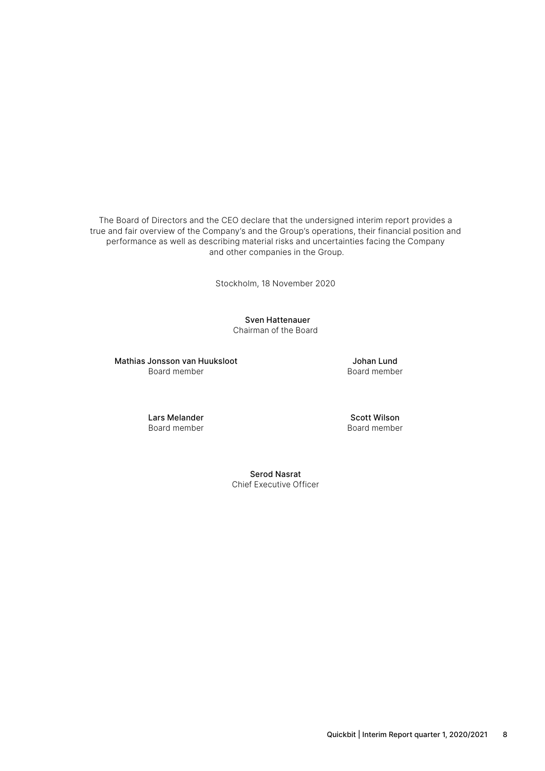The Board of Directors and the CEO declare that the undersigned interim report provides a true and fair overview of the Company's and the Group's operations, their financial position and performance as well as describing material risks and uncertainties facing the Company and other companies in the Group.

Stockholm, 18 November 2020

**Sven Hattenauer**
Chairman of the Board

**Mathias Jonsson van Huuksloot**
Board member

**Johan Lund**
Board member

**Lars Melander**
Board member

**Scott Wilson**
Board member

**Serod Nasrat**
Chief Executive Officer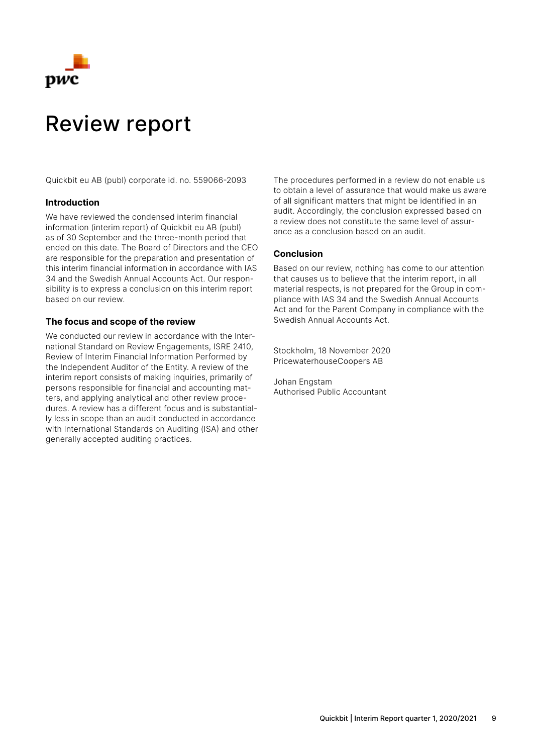# Review report

Quickbit eu AB (publ) corporate id. no. 559066-2093

### Introduction

We have reviewed the condensed interim financial information (interim report) of Quickbit eu AB (publ) as of 30 September and the three-month period that ended on this date. The Board of Directors and the CEO are responsible for the preparation and presentation of this interim financial information in accordance with IAS 34 and the Swedish Annual Accounts Act. Our responsibility is to express a conclusion on this interim report based on our review.

### The focus and scope of the review

We conducted our review in accordance with the International Standard on Review Engagements, ISRE 2410, Review of Interim Financial Information Performed by the Independent Auditor of the Entity. A review of the interim report consists of making inquiries, primarily of persons responsible for financial and accounting matters, and applying analytical and other review procedures. A review has a different focus and is substantially less in scope than an audit conducted in accordance with International Standards on Auditing (ISA) and other generally accepted auditing practices.

The procedures performed in a review do not enable us to obtain a level of assurance that would make us aware of all significant matters that might be identified in an audit. Accordingly, the conclusion expressed based on a review does not constitute the same level of assurance as a conclusion based on an audit.

### Conclusion

Based on our review, nothing has come to our attention that causes us to believe that the interim report, in all material respects, is not prepared for the Group in compliance with IAS 34 and the Swedish Annual Accounts Act and for the Parent Company in compliance with the Swedish Annual Accounts Act.

Stockholm, 18 November 2020
PricewaterhouseCoopers AB

Johan Engstam
Authorised Public Accountant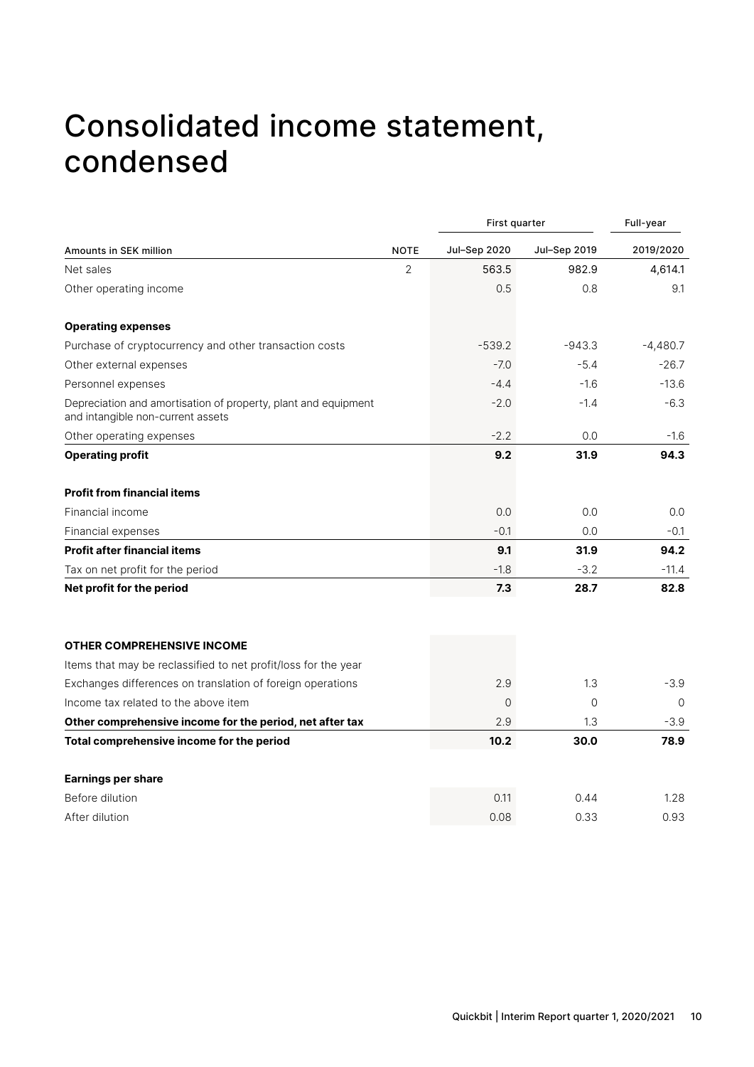# Consolidated income statement, condensed

| Amounts in SEK million | NOTE | First quarter | | Full-year |
|---|---|---|---|---|
| | | Jul–Sep 2020 | Jul–Sep 2019 | 2019/2020 |
| Net sales | 2 | 563.5 | 982.9 | 4,614.1 |
| Other operating income | | 0.5 | 0.8 | 9.1 |
| | | | | |
| **Operating expenses** | | | | |
| Purchase of cryptocurrency and other transaction costs | | -539.2 | -943.3 | -4,480.7 |
| Other external expenses | | -7.0 | -5.4 | -26.7 |
| Personnel expenses | | -4.4 | -1.6 | -13.6 |
| Depreciation and amortisation of property, plant and equipment and intangible non-current assets | | -2.0 | -1.4 | -6.3 |
| Other operating expenses | | -2.2 | 0.0 | -1.6 |
| **Operating profit** | | **9.2** | **31.9** | **94.3** |
| | | | | |
| **Profit from financial items** | | | | |
| Financial income | | 0.0 | 0.0 | 0.0 |
| Financial expenses | | -0.1 | 0.0 | -0.1 |
| **Profit after financial items** | | **9.1** | **31.9** | **94.2** |
| Tax on net profit for the period | | -1.8 | -3.2 | -11.4 |
| **Net profit for the period** | | **7.3** | **28.7** | **82.8** |
| | | | | |
| **OTHER COMPREHENSIVE INCOME** | | | | |
| Items that may be reclassified to net profit/loss for the year | | | | |
| Exchanges differences on translation of foreign operations | | 2.9 | 1.3 | -3.9 |
| Income tax related to the above item | | 0 | 0 | 0 |
| **Other comprehensive income for the period, net after tax** | | 2.9 | 1.3 | -3.9 |
| **Total comprehensive income for the period** | | **10.2** | **30.0** | **78.9** |
| | | | | |
| **Earnings per share** | | | | |
| Before dilution | | 0.11 | 0.44 | 1.28 |
| After dilution | | 0.08 | 0.33 | 0.93 |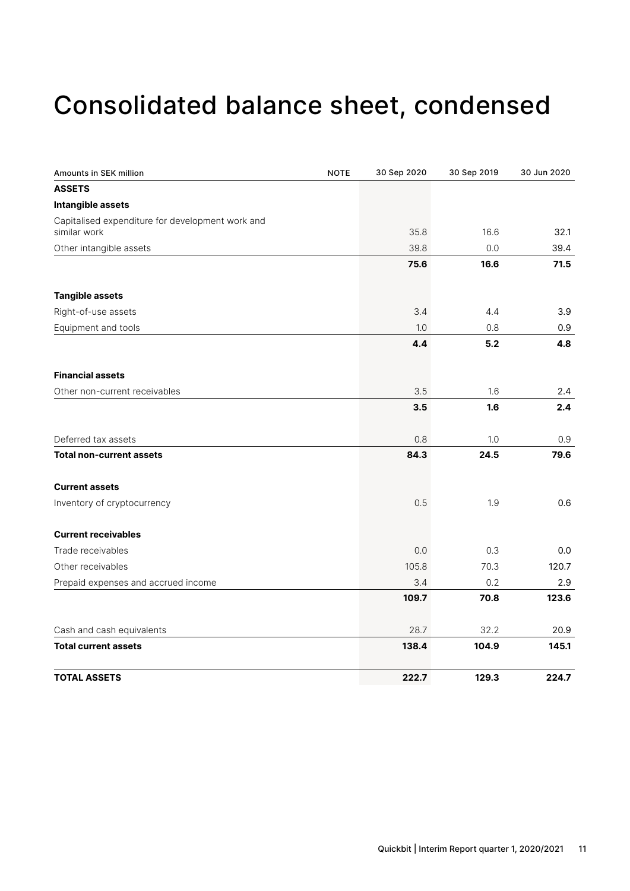# Consolidated balance sheet, condensed

| Amounts in SEK million | NOTE | 30 Sep 2020 | 30 Sep 2019 | 30 Jun 2020 |
|---|---|---|---|---|
| **ASSETS** | | | | |
| **Intangible assets** | | | | |
| Capitalised expenditure for development work and similar work | | 35.8 | 16.6 | 32.1 |
| Other intangible assets | | 39.8 | 0.0 | 39.4 |
| | | **75.6** | **16.6** | **71.5** |
| **Tangible assets** | | | | |
| Right-of-use assets | | 3.4 | 4.4 | 3.9 |
| Equipment and tools | | 1.0 | 0.8 | 0.9 |
| | | **4.4** | **5.2** | **4.8** |
| **Financial assets** | | | | |
| Other non-current receivables | | 3.5 | 1.6 | 2.4 |
| | | **3.5** | **1.6** | **2.4** |
| Deferred tax assets | | 0.8 | 1.0 | 0.9 |
| **Total non-current assets** | | **84.3** | **24.5** | **79.6** |
| **Current assets** | | | | |
| Inventory of cryptocurrency | | 0.5 | 1.9 | 0.6 |
| **Current receivables** | | | | |
| Trade receivables | | 0.0 | 0.3 | 0.0 |
| Other receivables | | 105.8 | 70.3 | 120.7 |
| Prepaid expenses and accrued income | | 3.4 | 0.2 | 2.9 |
| | | **109.7** | **70.8** | **123.6** |
| Cash and cash equivalents | | 28.7 | 32.2 | 20.9 |
| **Total current assets** | | **138.4** | **104.9** | **145.1** |
| **TOTAL ASSETS** | | **222.7** | **129.3** | **224.7** |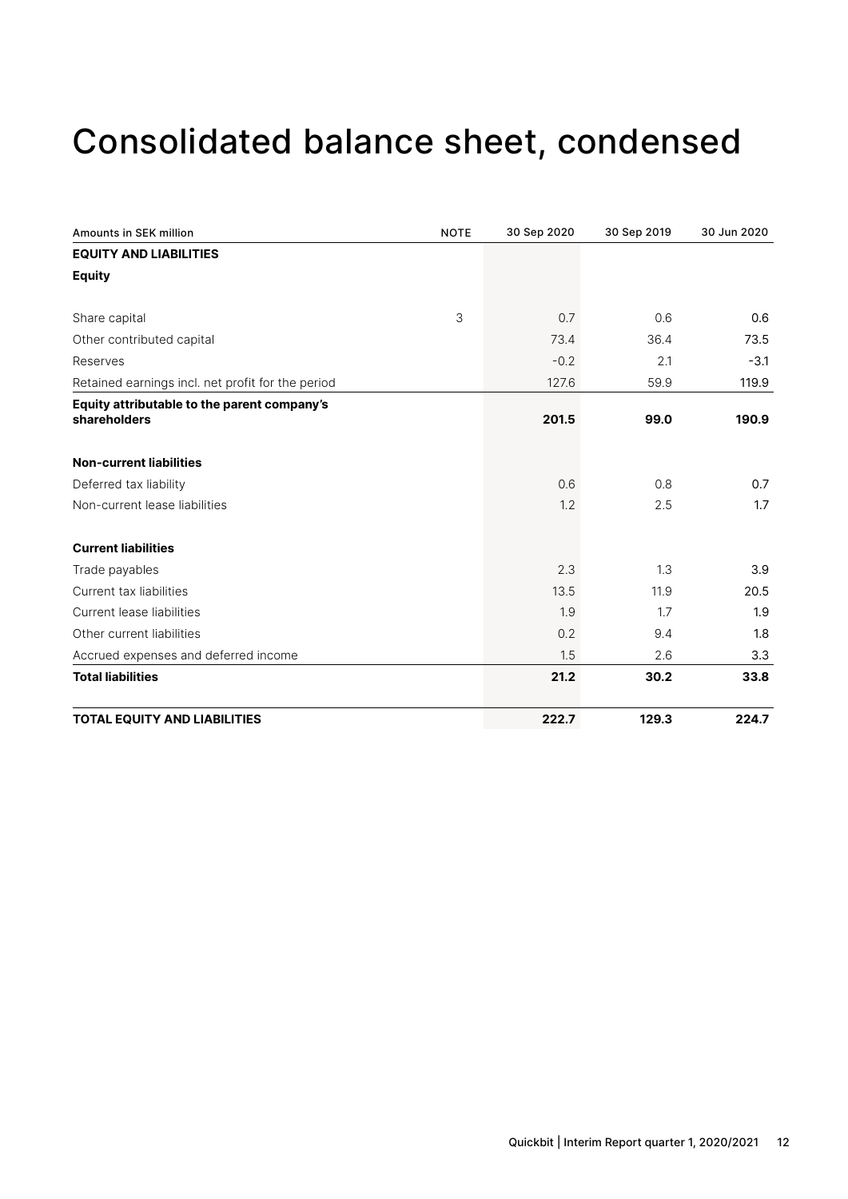# Consolidated balance sheet, condensed

| Amounts in SEK million | NOTE | 30 Sep 2020 | 30 Sep 2019 | 30 Jun 2020 |
|---|---|---|---|---|
| **EQUITY AND LIABILITIES** | | | | |
| **Equity** | | | | |
| Share capital | 3 | 0.7 | 0.6 | 0.6 |
| Other contributed capital | | 73.4 | 36.4 | 73.5 |
| Reserves | | -0.2 | 2.1 | -3.1 |
| Retained earnings incl. net profit for the period | | 127.6 | 59.9 | 119.9 |
| **Equity attributable to the parent company's shareholders** | | **201.5** | **99.0** | **190.9** |
| **Non-current liabilities** | | | | |
| Deferred tax liability | | 0.6 | 0.8 | 0.7 |
| Non-current lease liabilities | | 1.2 | 2.5 | 1.7 |
| **Current liabilities** | | | | |
| Trade payables | | 2.3 | 1.3 | 3.9 |
| Current tax liabilities | | 13.5 | 11.9 | 20.5 |
| Current lease liabilities | | 1.9 | 1.7 | 1.9 |
| Other current liabilities | | 0.2 | 9.4 | 1.8 |
| Accrued expenses and deferred income | | 1.5 | 2.6 | 3.3 |
| **Total liabilities** | | **21.2** | **30.2** | **33.8** |
| **TOTAL EQUITY AND LIABILITIES** | | **222.7** | **129.3** | **224.7** |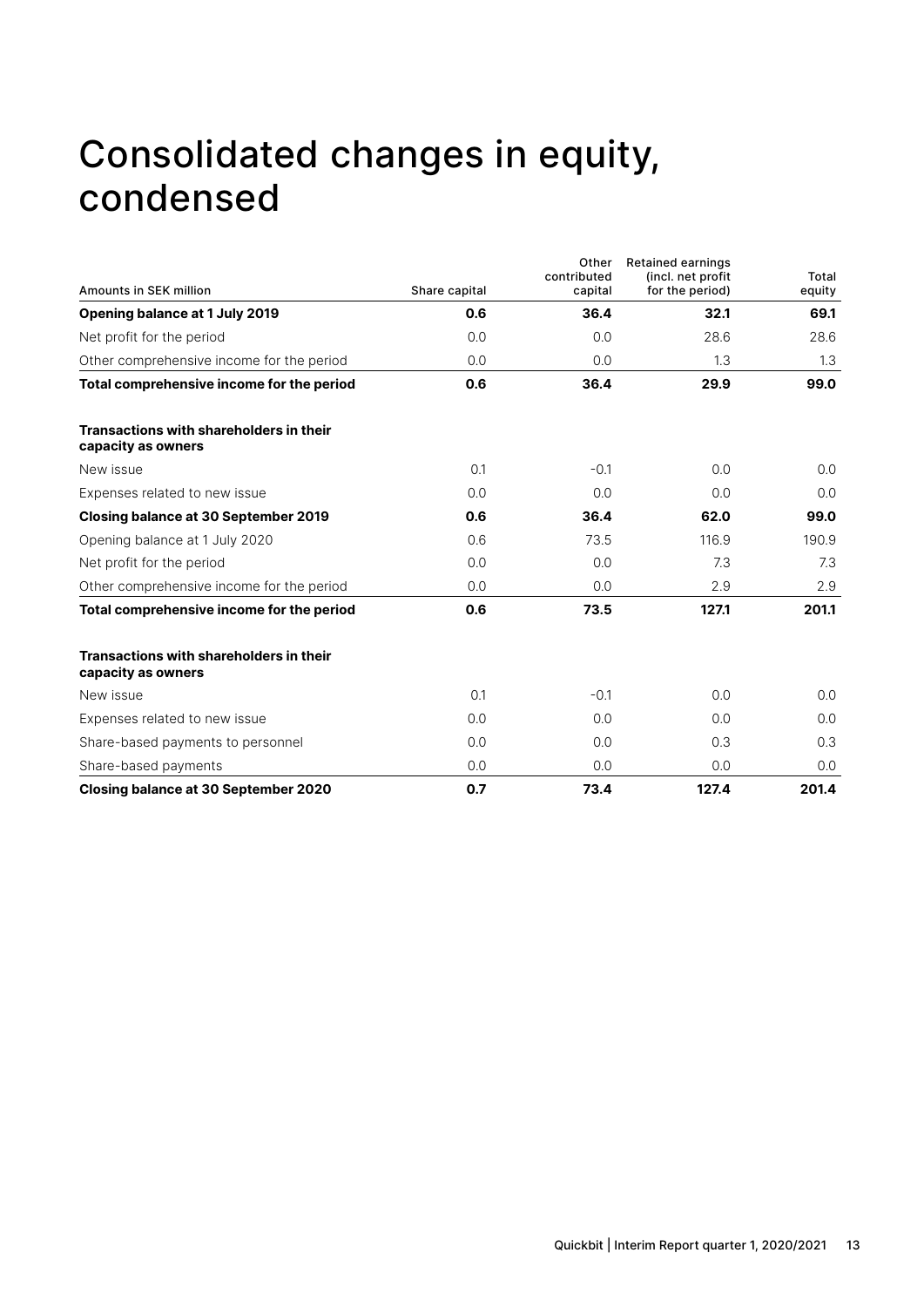# Consolidated changes in equity, condensed

| Amounts in SEK million | Share capital | Other contributed capital | Retained earnings (incl. net profit for the period) | Total equity |
|---|---|---|---|---|
| **Opening balance at 1 July 2019** | **0.6** | **36.4** | **32.1** | **69.1** |
| Net profit for the period | 0.0 | 0.0 | 28.6 | 28.6 |
| Other comprehensive income for the period | 0.0 | 0.0 | 1.3 | 1.3 |
| **Total comprehensive income for the period** | **0.6** | **36.4** | **29.9** | **99.0** |
| | | | | |
| **Transactions with shareholders in their capacity as owners** | | | | |
| New issue | 0.1 | -0.1 | 0.0 | 0.0 |
| Expenses related to new issue | 0.0 | 0.0 | 0.0 | 0.0 |
| **Closing balance at 30 September 2019** | **0.6** | **36.4** | **62.0** | **99.0** |
| Opening balance at 1 July 2020 | 0.6 | 73.5 | 116.9 | 190.9 |
| Net profit for the period | 0.0 | 0.0 | 7.3 | 7.3 |
| Other comprehensive income for the period | 0.0 | 0.0 | 2.9 | 2.9 |
| **Total comprehensive income for the period** | **0.6** | **73.5** | **127.1** | **201.1** |
| | | | | |
| **Transactions with shareholders in their capacity as owners** | | | | |
| New issue | 0.1 | -0.1 | 0.0 | 0.0 |
| Expenses related to new issue | 0.0 | 0.0 | 0.0 | 0.0 |
| Share-based payments to personnel | 0.0 | 0.0 | 0.3 | 0.3 |
| Share-based payments | 0.0 | 0.0 | 0.0 | 0.0 |
| **Closing balance at 30 September 2020** | **0.7** | **73.4** | **127.4** | **201.4** |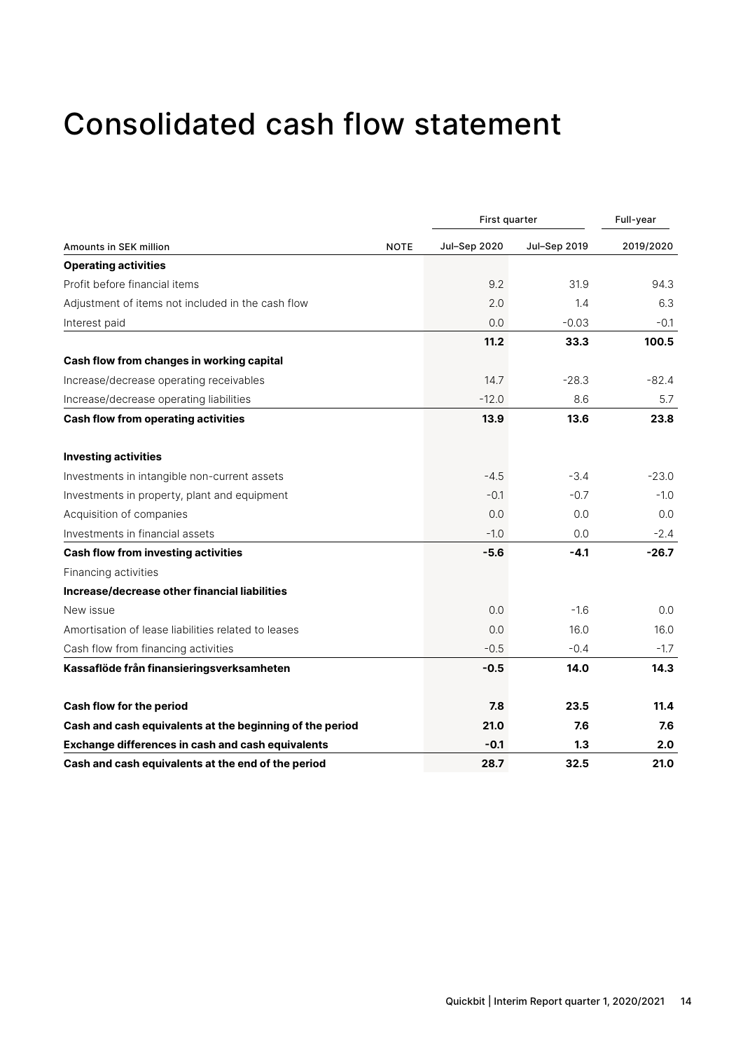# Consolidated cash flow statement

| Amounts in SEK million | NOTE | First quarter Jul–Sep 2020 | First quarter Jul–Sep 2019 | Full-year 2019/2020 |
|---|---|---|---|---|
| **Operating activities** | | | | |
| Profit before financial items | | 9.2 | 31.9 | 94.3 |
| Adjustment of items not included in the cash flow | | 2.0 | 1.4 | 6.3 |
| Interest paid | | 0.0 | -0.03 | -0.1 |
| | | **11.2** | **33.3** | **100.5** |
| **Cash flow from changes in working capital** | | | | |
| Increase/decrease operating receivables | | 14.7 | -28.3 | -82.4 |
| Increase/decrease operating liabilities | | -12.0 | 8.6 | 5.7 |
| **Cash flow from operating activities** | | **13.9** | **13.6** | **23.8** |
| | | | | |
| **Investing activities** | | | | |
| Investments in intangible non-current assets | | -4.5 | -3.4 | -23.0 |
| Investments in property, plant and equipment | | -0.1 | -0.7 | -1.0 |
| Acquisition of companies | | 0.0 | 0.0 | 0.0 |
| Investments in financial assets | | -1.0 | 0.0 | -2.4 |
| **Cash flow from investing activities** | | **-5.6** | **-4.1** | **-26.7** |
| Financing activities | | | | |
| **Increase/decrease other financial liabilities** | | | | |
| New issue | | 0.0 | -1.6 | 0.0 |
| Amortisation of lease liabilities related to leases | | 0.0 | 16.0 | 16.0 |
| Cash flow from financing activities | | -0.5 | -0.4 | -1.7 |
| **Kassaflöde från finansieringsverksamheten** | | **-0.5** | **14.0** | **14.3** |
| | | | | |
| **Cash flow for the period** | | **7.8** | **23.5** | **11.4** |
| **Cash and cash equivalents at the beginning of the period** | | **21.0** | **7.6** | **7.6** |
| **Exchange differences in cash and cash equivalents** | | **-0.1** | **1.3** | **2.0** |
| **Cash and cash equivalents at the end of the period** | | **28.7** | **32.5** | **21.0** |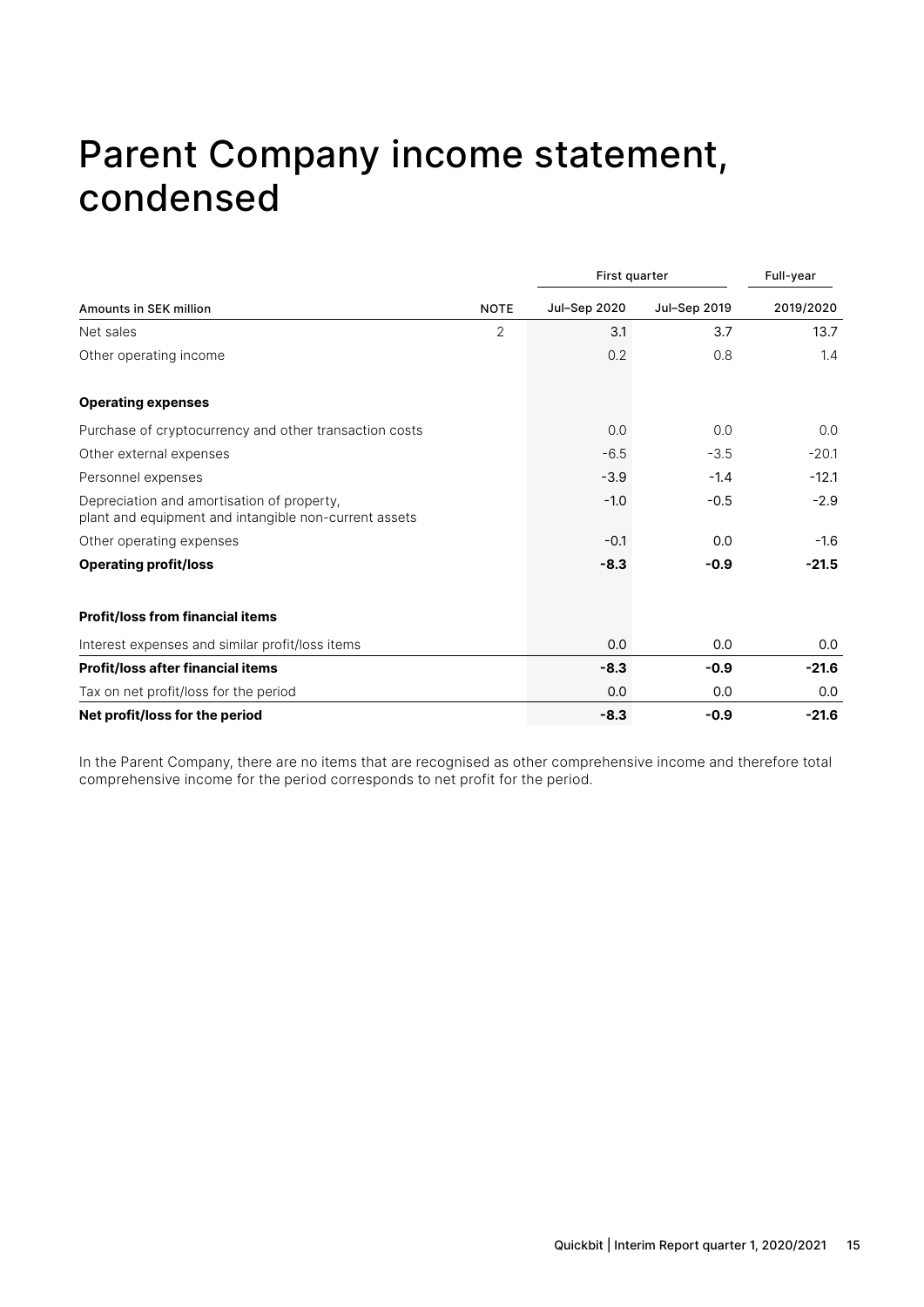# Parent Company income statement, condensed

| | | First quarter | | Full-year |
|---|---|---|---|---|
| Amounts in SEK million | NOTE | Jul–Sep 2020 | Jul–Sep 2019 | 2019/2020 |
| Net sales | 2 | 3.1 | 3.7 | 13.7 |
| Other operating income | | 0.2 | 0.8 | 1.4 |
| **Operating expenses** | | | | |
| Purchase of cryptocurrency and other transaction costs | | 0.0 | 0.0 | 0.0 |
| Other external expenses | | -6.5 | -3.5 | -20.1 |
| Personnel expenses | | -3.9 | -1.4 | -12.1 |
| Depreciation and amortisation of property, plant and equipment and intangible non-current assets | | -1.0 | -0.5 | -2.9 |
| Other operating expenses | | -0.1 | 0.0 | -1.6 |
| **Operating profit/loss** | | **-8.3** | **-0.9** | **-21.5** |
| **Profit/loss from financial items** | | | | |
| Interest expenses and similar profit/loss items | | 0.0 | 0.0 | 0.0 |
| **Profit/loss after financial items** | | **-8.3** | **-0.9** | **-21.6** |
| Tax on net profit/loss for the period | | 0.0 | 0.0 | 0.0 |
| **Net profit/loss for the period** | | **-8.3** | **-0.9** | **-21.6** |

In the Parent Company, there are no items that are recognised as other comprehensive income and therefore total comprehensive income for the period corresponds to net profit for the period.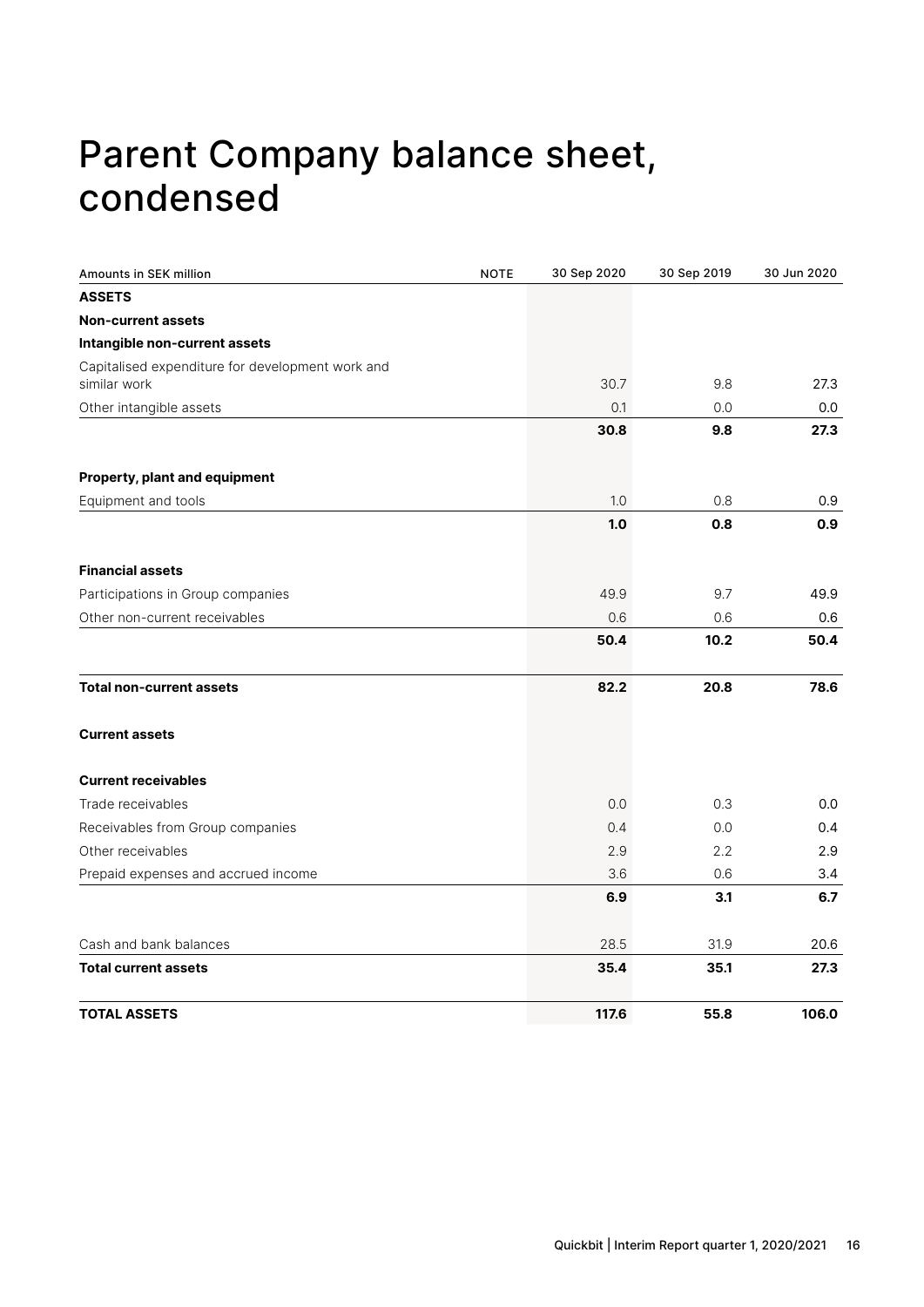# Parent Company balance sheet, condensed

| Amounts in SEK million | NOTE | 30 Sep 2020 | 30 Sep 2019 | 30 Jun 2020 |
|---|---|---|---|---|
| **ASSETS** | | | | |
| **Non-current assets** | | | | |
| **Intangible non-current assets** | | | | |
| Capitalised expenditure for development work and similar work | | 30.7 | 9.8 | 27.3 |
| Other intangible assets | | 0.1 | 0.0 | 0.0 |
| | | **30.8** | **9.8** | **27.3** |
| **Property, plant and equipment** | | | | |
| Equipment and tools | | 1.0 | 0.8 | 0.9 |
| | | **1.0** | **0.8** | **0.9** |
| **Financial assets** | | | | |
| Participations in Group companies | | 49.9 | 9.7 | 49.9 |
| Other non-current receivables | | 0.6 | 0.6 | 0.6 |
| | | **50.4** | **10.2** | **50.4** |
| **Total non-current assets** | | **82.2** | **20.8** | **78.6** |
| **Current assets** | | | | |
| **Current receivables** | | | | |
| Trade receivables | | 0.0 | 0.3 | 0.0 |
| Receivables from Group companies | | 0.4 | 0.0 | 0.4 |
| Other receivables | | 2.9 | 2.2 | 2.9 |
| Prepaid expenses and accrued income | | 3.6 | 0.6 | 3.4 |
| | | **6.9** | **3.1** | **6.7** |
| Cash and bank balances | | 28.5 | 31.9 | 20.6 |
| **Total current assets** | | **35.4** | **35.1** | **27.3** |
| **TOTAL ASSETS** | | **117.6** | **55.8** | **106.0** |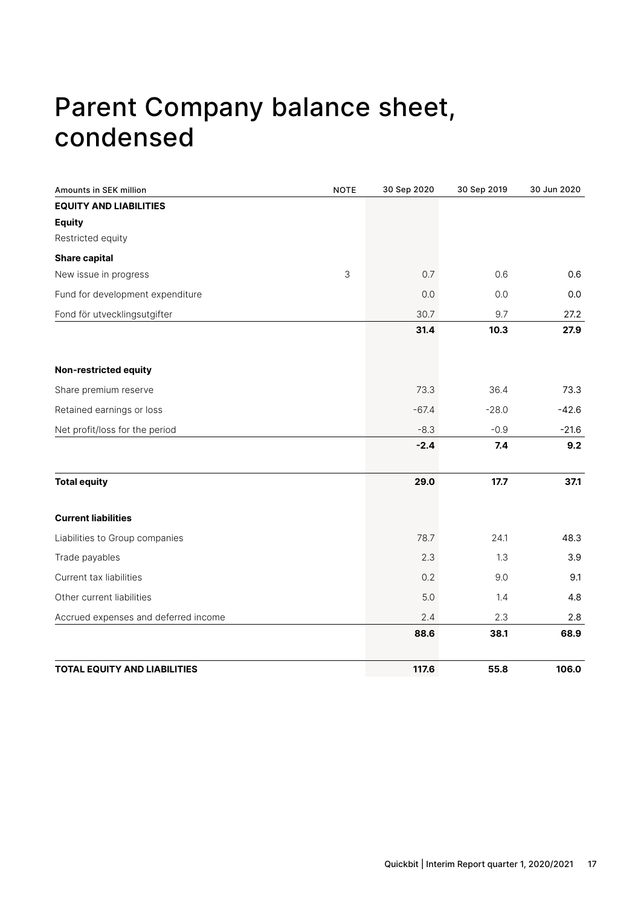# Parent Company balance sheet, condensed

| Amounts in SEK million | NOTE | 30 Sep 2020 | 30 Sep 2019 | 30 Jun 2020 |
|---|---|---|---|---|
| **EQUITY AND LIABILITIES** | | | | |
| **Equity** | | | | |
| Restricted equity | | | | |
| **Share capital** | | | | |
| New issue in progress | 3 | 0.7 | 0.6 | 0.6 |
| Fund for development expenditure | | 0.0 | 0.0 | 0.0 |
| Fond för utvecklingsutgifter | | 30.7 | 9.7 | 27.2 |
| | | **31.4** | **10.3** | **27.9** |
| **Non-restricted equity** | | | | |
| Share premium reserve | | 73.3 | 36.4 | 73.3 |
| Retained earnings or loss | | -67.4 | -28.0 | -42.6 |
| Net profit/loss for the period | | -8.3 | -0.9 | -21.6 |
| | | **-2.4** | **7.4** | **9.2** |
| **Total equity** | | **29.0** | **17.7** | **37.1** |
| **Current liabilities** | | | | |
| Liabilities to Group companies | | 78.7 | 24.1 | 48.3 |
| Trade payables | | 2.3 | 1.3 | 3.9 |
| Current tax liabilities | | 0.2 | 9.0 | 9.1 |
| Other current liabilities | | 5.0 | 1.4 | 4.8 |
| Accrued expenses and deferred income | | 2.4 | 2.3 | 2.8 |
| | | **88.6** | **38.1** | **68.9** |
| **TOTAL EQUITY AND LIABILITIES** | | **117.6** | **55.8** | **106.0** |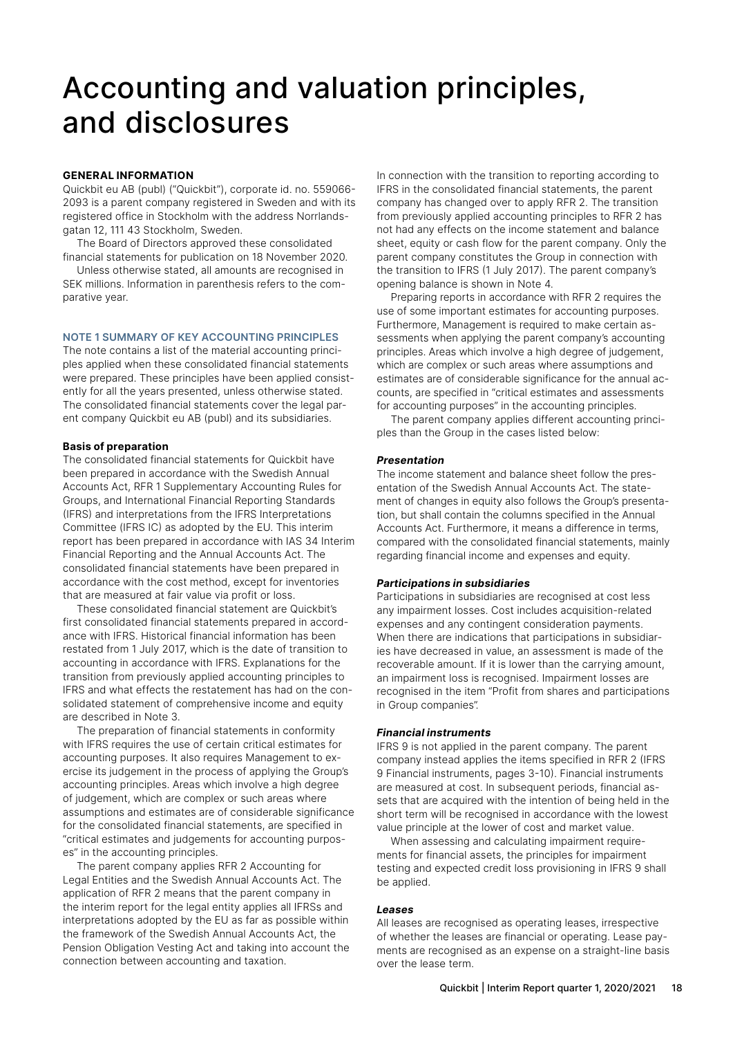# Accounting and valuation principles, and disclosures

**GENERAL INFORMATION**

Quickbit eu AB (publ) ("Quickbit"), corporate id. no. 559066-2093 is a parent company registered in Sweden and with its registered office in Stockholm with the address Norrlandsgatan 12, 111 43 Stockholm, Sweden.

The Board of Directors approved these consolidated financial statements for publication on 18 November 2020.

Unless otherwise stated, all amounts are recognised in SEK millions. Information in parenthesis refers to the comparative year.

## NOTE 1 SUMMARY OF KEY ACCOUNTING PRINCIPLES

The note contains a list of the material accounting principles applied when these consolidated financial statements were prepared. These principles have been applied consistently for all the years presented, unless otherwise stated. The consolidated financial statements cover the legal parent company Quickbit eu AB (publ) and its subsidiaries.

### Basis of preparation

The consolidated financial statements for Quickbit have been prepared in accordance with the Swedish Annual Accounts Act, RFR 1 Supplementary Accounting Rules for Groups, and International Financial Reporting Standards (IFRS) and interpretations from the IFRS Interpretations Committee (IFRS IC) as adopted by the EU. This interim report has been prepared in accordance with IAS 34 Interim Financial Reporting and the Annual Accounts Act. The consolidated financial statements have been prepared in accordance with the cost method, except for inventories that are measured at fair value via profit or loss.

These consolidated financial statement are Quickbit's first consolidated financial statements prepared in accordance with IFRS. Historical financial information has been restated from 1 July 2017, which is the date of transition to accounting in accordance with IFRS. Explanations for the transition from previously applied accounting principles to IFRS and what effects the restatement has had on the consolidated statement of comprehensive income and equity are described in Note 3.

The preparation of financial statements in conformity with IFRS requires the use of certain critical estimates for accounting purposes. It also requires Management to exercise its judgement in the process of applying the Group's accounting principles. Areas which involve a high degree of judgement, which are complex or such areas where assumptions and estimates are of considerable significance for the consolidated financial statements, are specified in "critical estimates and judgements for accounting purposes" in the accounting principles.

The parent company applies RFR 2 Accounting for Legal Entities and the Swedish Annual Accounts Act. The application of RFR 2 means that the parent company in the interim report for the legal entity applies all IFRSs and interpretations adopted by the EU as far as possible within the framework of the Swedish Annual Accounts Act, the Pension Obligation Vesting Act and taking into account the connection between accounting and taxation.

In connection with the transition to reporting according to IFRS in the consolidated financial statements, the parent company has changed over to apply RFR 2. The transition from previously applied accounting principles to RFR 2 has not had any effects on the income statement and balance sheet, equity or cash flow for the parent company. Only the parent company constitutes the Group in connection with the transition to IFRS (1 July 2017). The parent company's opening balance is shown in Note 4.

Preparing reports in accordance with RFR 2 requires the use of some important estimates for accounting purposes. Furthermore, Management is required to make certain assessments when applying the parent company's accounting principles. Areas which involve a high degree of judgement, which are complex or such areas where assumptions and estimates are of considerable significance for the annual accounts, are specified in "critical estimates and assessments for accounting purposes" in the accounting principles.

The parent company applies different accounting principles than the Group in the cases listed below:

#### *Presentation*

The income statement and balance sheet follow the presentation of the Swedish Annual Accounts Act. The statement of changes in equity also follows the Group's presentation, but shall contain the columns specified in the Annual Accounts Act. Furthermore, it means a difference in terms, compared with the consolidated financial statements, mainly regarding financial income and expenses and equity.

#### *Participations in subsidiaries*

Participations in subsidiaries are recognised at cost less any impairment losses. Cost includes acquisition-related expenses and any contingent consideration payments. When there are indications that participations in subsidiaries have decreased in value, an assessment is made of the recoverable amount. If it is lower than the carrying amount, an impairment loss is recognised. Impairment losses are recognised in the item "Profit from shares and participations in Group companies".

#### *Financial instruments*

IFRS 9 is not applied in the parent company. The parent company instead applies the items specified in RFR 2 (IFRS 9 Financial instruments, pages 3-10). Financial instruments are measured at cost. In subsequent periods, financial assets that are acquired with the intention of being held in the short term will be recognised in accordance with the lowest value principle at the lower of cost and market value.

When assessing and calculating impairment requirements for financial assets, the principles for impairment testing and expected credit loss provisioning in IFRS 9 shall be applied.

#### *Leases*

All leases are recognised as operating leases, irrespective of whether the leases are financial or operating. Lease payments are recognised as an expense on a straight-line basis over the lease term.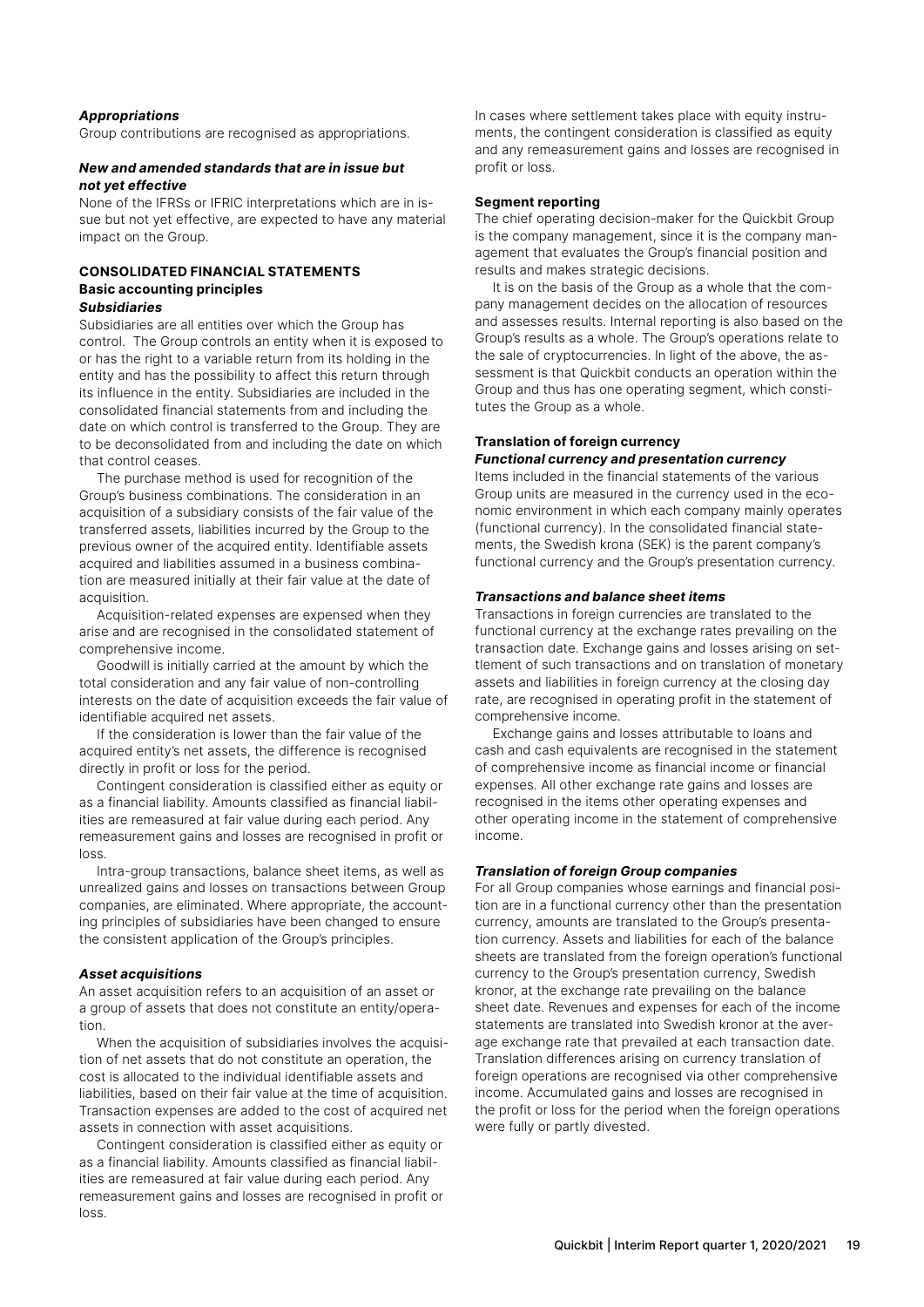***Appropriations***

Group contributions are recognised as appropriations.

***New and amended standards that are in issue but not yet effective***

None of the IFRSs or IFRIC interpretations which are in issue but not yet effective, are expected to have any material impact on the Group.

## CONSOLIDATED FINANCIAL STATEMENTS

### Basic accounting principles

***Subsidiaries***

Subsidiaries are all entities over which the Group has control. The Group controls an entity when it is exposed to or has the right to a variable return from its holding in the entity and has the possibility to affect this return through its influence in the entity. Subsidiaries are included in the consolidated financial statements from and including the date on which control is transferred to the Group. They are to be deconsolidated from and including the date on which that control ceases.

The purchase method is used for recognition of the Group's business combinations. The consideration in an acquisition of a subsidiary consists of the fair value of the transferred assets, liabilities incurred by the Group to the previous owner of the acquired entity. Identifiable assets acquired and liabilities assumed in a business combination are measured initially at their fair value at the date of acquisition.

Acquisition-related expenses are expensed when they arise and are recognised in the consolidated statement of comprehensive income.

Goodwill is initially carried at the amount by which the total consideration and any fair value of non-controlling interests on the date of acquisition exceeds the fair value of identifiable acquired net assets.

If the consideration is lower than the fair value of the acquired entity's net assets, the difference is recognised directly in profit or loss for the period.

Contingent consideration is classified either as equity or as a financial liability. Amounts classified as financial liabilities are remeasured at fair value during each period. Any remeasurement gains and losses are recognised in profit or loss.

Intra-group transactions, balance sheet items, as well as unrealized gains and losses on transactions between Group companies, are eliminated. Where appropriate, the accounting principles of subsidiaries have been changed to ensure the consistent application of the Group's principles.

***Asset acquisitions***

An asset acquisition refers to an acquisition of an asset or a group of assets that does not constitute an entity/operation.

When the acquisition of subsidiaries involves the acquisition of net assets that do not constitute an operation, the cost is allocated to the individual identifiable assets and liabilities, based on their fair value at the time of acquisition. Transaction expenses are added to the cost of acquired net assets in connection with asset acquisitions.

Contingent consideration is classified either as equity or as a financial liability. Amounts classified as financial liabilities are remeasured at fair value during each period. Any remeasurement gains and losses are recognised in profit or loss.

In cases where settlement takes place with equity instruments, the contingent consideration is classified as equity and any remeasurement gains and losses are recognised in profit or loss.

### Segment reporting

The chief operating decision-maker for the Quickbit Group is the company management, since it is the company management that evaluates the Group's financial position and results and makes strategic decisions.

It is on the basis of the Group as a whole that the company management decides on the allocation of resources and assesses results. Internal reporting is also based on the Group's results as a whole. The Group's operations relate to the sale of cryptocurrencies. In light of the above, the assessment is that Quickbit conducts an operation within the Group and thus has one operating segment, which constitutes the Group as a whole.

### Translation of foreign currency

***Functional currency and presentation currency***

Items included in the financial statements of the various Group units are measured in the currency used in the economic environment in which each company mainly operates (functional currency). In the consolidated financial statements, the Swedish krona (SEK) is the parent company's functional currency and the Group's presentation currency.

***Transactions and balance sheet items***

Transactions in foreign currencies are translated to the functional currency at the exchange rates prevailing on the transaction date. Exchange gains and losses arising on settlement of such transactions and on translation of monetary assets and liabilities in foreign currency at the closing day rate, are recognised in operating profit in the statement of comprehensive income.

Exchange gains and losses attributable to loans and cash and cash equivalents are recognised in the statement of comprehensive income as financial income or financial expenses. All other exchange rate gains and losses are recognised in the items other operating expenses and other operating income in the statement of comprehensive income.

***Translation of foreign Group companies***

For all Group companies whose earnings and financial position are in a functional currency other than the presentation currency, amounts are translated to the Group's presentation currency. Assets and liabilities for each of the balance sheets are translated from the foreign operation's functional currency to the Group's presentation currency, Swedish kronor, at the exchange rate prevailing on the balance sheet date. Revenues and expenses for each of the income statements are translated into Swedish kronor at the average exchange rate that prevailed at each transaction date. Translation differences arising on currency translation of foreign operations are recognised via other comprehensive income. Accumulated gains and losses are recognised in the profit or loss for the period when the foreign operations were fully or partly divested.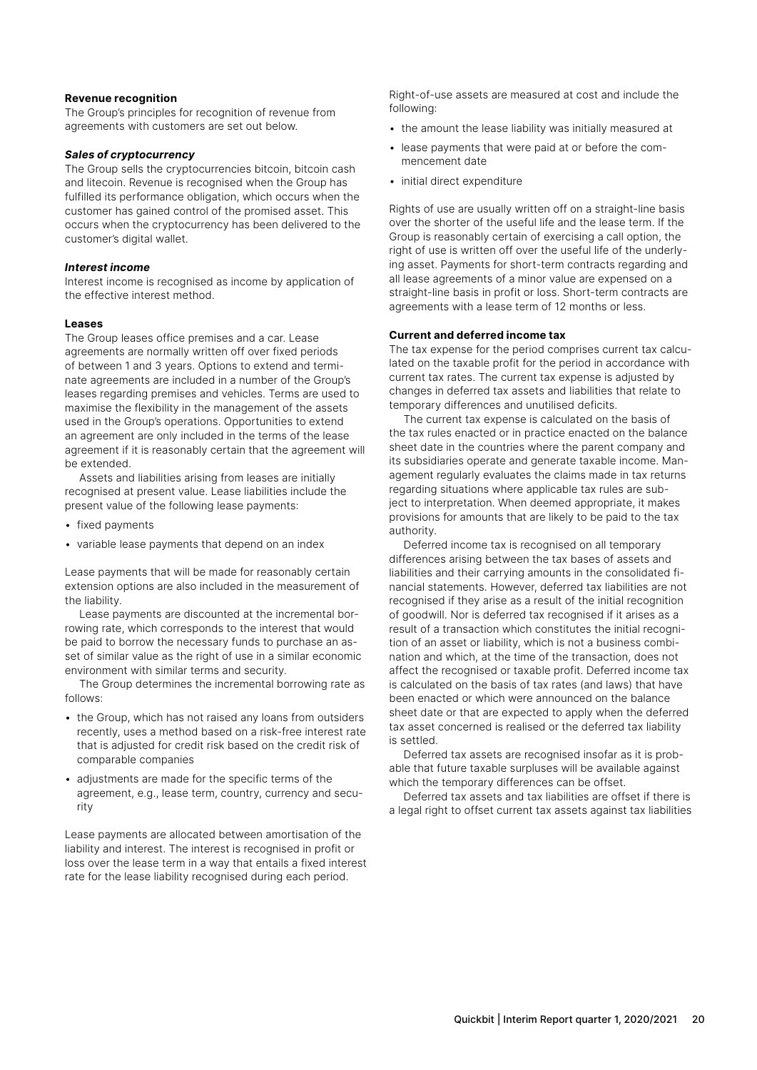**Revenue recognition**

The Group's principles for recognition of revenue from agreements with customers are set out below.

***Sales of cryptocurrency***

The Group sells the cryptocurrencies bitcoin, bitcoin cash and litecoin. Revenue is recognised when the Group has fulfilled its performance obligation, which occurs when the customer has gained control of the promised asset. This occurs when the cryptocurrency has been delivered to the customer's digital wallet.

***Interest income***

Interest income is recognised as income by application of the effective interest method.

**Leases**

The Group leases office premises and a car. Lease agreements are normally written off over fixed periods of between 1 and 3 years. Options to extend and terminate agreements are included in a number of the Group's leases regarding premises and vehicles. Terms are used to maximise the flexibility in the management of the assets used in the Group's operations. Opportunities to extend an agreement are only included in the terms of the lease agreement if it is reasonably certain that the agreement will be extended.

Assets and liabilities arising from leases are initially recognised at present value. Lease liabilities include the present value of the following lease payments:

- fixed payments
- variable lease payments that depend on an index

Lease payments that will be made for reasonably certain extension options are also included in the measurement of the liability.

Lease payments are discounted at the incremental borrowing rate, which corresponds to the interest that would be paid to borrow the necessary funds to purchase an asset of similar value as the right of use in a similar economic environment with similar terms and security.

The Group determines the incremental borrowing rate as follows:

- the Group, which has not raised any loans from outsiders recently, uses a method based on a risk-free interest rate that is adjusted for credit risk based on the credit risk of comparable companies
- adjustments are made for the specific terms of the agreement, e.g., lease term, country, currency and security

Lease payments are allocated between amortisation of the liability and interest. The interest is recognised in profit or loss over the lease term in a way that entails a fixed interest rate for the lease liability recognised during each period.

Right-of-use assets are measured at cost and include the following:

- the amount the lease liability was initially measured at
- lease payments that were paid at or before the commencement date
- initial direct expenditure

Rights of use are usually written off on a straight-line basis over the shorter of the useful life and the lease term. If the Group is reasonably certain of exercising a call option, the right of use is written off over the useful life of the underlying asset. Payments for short-term contracts regarding and all lease agreements of a minor value are expensed on a straight-line basis in profit or loss. Short-term contracts are agreements with a lease term of 12 months or less.

**Current and deferred income tax**

The tax expense for the period comprises current tax calculated on the taxable profit for the period in accordance with current tax rates. The current tax expense is adjusted by changes in deferred tax assets and liabilities that relate to temporary differences and unutilised deficits.

The current tax expense is calculated on the basis of the tax rules enacted or in practice enacted on the balance sheet date in the countries where the parent company and its subsidiaries operate and generate taxable income. Management regularly evaluates the claims made in tax returns regarding situations where applicable tax rules are subject to interpretation. When deemed appropriate, it makes provisions for amounts that are likely to be paid to the tax authority.

Deferred income tax is recognised on all temporary differences arising between the tax bases of assets and liabilities and their carrying amounts in the consolidated financial statements. However, deferred tax liabilities are not recognised if they arise as a result of the initial recognition of goodwill. Nor is deferred tax recognised if it arises as a result of a transaction which constitutes the initial recognition of an asset or liability, which is not a business combination and which, at the time of the transaction, does not affect the recognised or taxable profit. Deferred income tax is calculated on the basis of tax rates (and laws) that have been enacted or which were announced on the balance sheet date or that are expected to apply when the deferred tax asset concerned is realised or the deferred tax liability is settled.

Deferred tax assets are recognised insofar as it is probable that future taxable surpluses will be available against which the temporary differences can be offset.

Deferred tax assets and tax liabilities are offset if there is a legal right to offset current tax assets against tax liabilities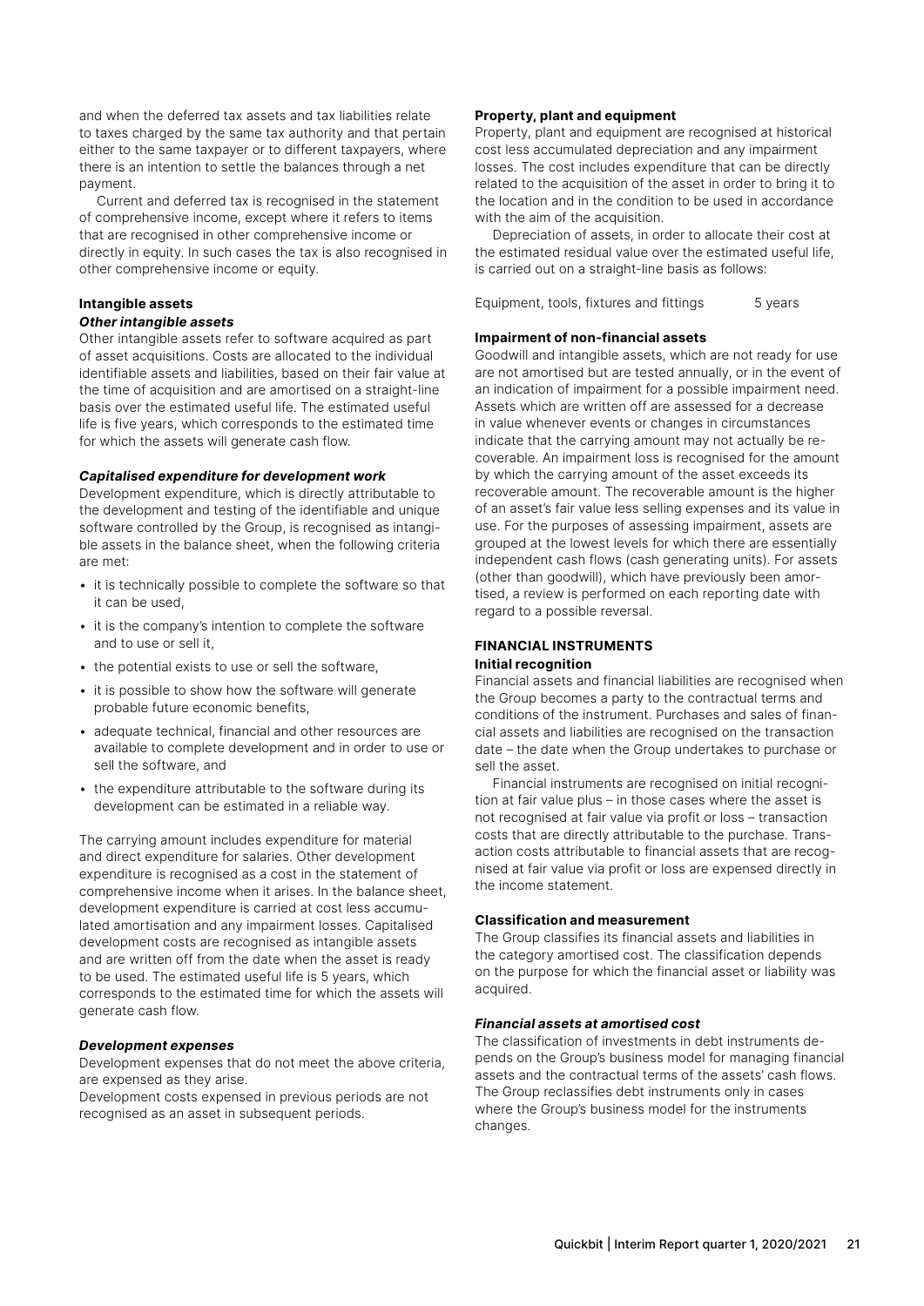and when the deferred tax assets and tax liabilities relate to taxes charged by the same tax authority and that pertain either to the same taxpayer or to different taxpayers, where there is an intention to settle the balances through a net payment.

Current and deferred tax is recognised in the statement of comprehensive income, except where it refers to items that are recognised in other comprehensive income or directly in equity. In such cases the tax is also recognised in other comprehensive income or equity.

### Intangible assets

#### *Other intangible assets*

Other intangible assets refer to software acquired as part of asset acquisitions. Costs are allocated to the individual identifiable assets and liabilities, based on their fair value at the time of acquisition and are amortised on a straight-line basis over the estimated useful life. The estimated useful life is five years, which corresponds to the estimated time for which the assets will generate cash flow.

#### *Capitalised expenditure for development work*

Development expenditure, which is directly attributable to the development and testing of the identifiable and unique software controlled by the Group, is recognised as intangible assets in the balance sheet, when the following criteria are met:

- it is technically possible to complete the software so that it can be used,
- it is the company's intention to complete the software and to use or sell it,
- the potential exists to use or sell the software,
- it is possible to show how the software will generate probable future economic benefits,
- adequate technical, financial and other resources are available to complete development and in order to use or sell the software, and
- the expenditure attributable to the software during its development can be estimated in a reliable way.

The carrying amount includes expenditure for material and direct expenditure for salaries. Other development expenditure is recognised as a cost in the statement of comprehensive income when it arises. In the balance sheet, development expenditure is carried at cost less accumulated amortisation and any impairment losses. Capitalised development costs are recognised as intangible assets and are written off from the date when the asset is ready to be used. The estimated useful life is 5 years, which corresponds to the estimated time for which the assets will generate cash flow.

#### *Development expenses*

Development expenses that do not meet the above criteria, are expensed as they arise.
Development costs expensed in previous periods are not recognised as an asset in subsequent periods.

### Property, plant and equipment

Property, plant and equipment are recognised at historical cost less accumulated depreciation and any impairment losses. The cost includes expenditure that can be directly related to the acquisition of the asset in order to bring it to the location and in the condition to be used in accordance with the aim of the acquisition.

Depreciation of assets, in order to allocate their cost at the estimated residual value over the estimated useful life, is carried out on a straight-line basis as follows:

| | |
|---|---|
| Equipment, tools, fixtures and fittings | 5 years |

### Impairment of non-financial assets

Goodwill and intangible assets, which are not ready for use are not amortised but are tested annually, or in the event of an indication of impairment for a possible impairment need. Assets which are written off are assessed for a decrease in value whenever events or changes in circumstances indicate that the carrying amount may not actually be recoverable. An impairment loss is recognised for the amount by which the carrying amount of the asset exceeds its recoverable amount. The recoverable amount is the higher of an asset's fair value less selling expenses and its value in use. For the purposes of assessing impairment, assets are grouped at the lowest levels for which there are essentially independent cash flows (cash generating units). For assets (other than goodwill), which have previously been amortised, a review is performed on each reporting date with regard to a possible reversal.

## FINANCIAL INSTRUMENTS

### Initial recognition

Financial assets and financial liabilities are recognised when the Group becomes a party to the contractual terms and conditions of the instrument. Purchases and sales of financial assets and liabilities are recognised on the transaction date – the date when the Group undertakes to purchase or sell the asset.

Financial instruments are recognised on initial recognition at fair value plus – in those cases where the asset is not recognised at fair value via profit or loss – transaction costs that are directly attributable to the purchase. Transaction costs attributable to financial assets that are recognised at fair value via profit or loss are expensed directly in the income statement.

### Classification and measurement

The Group classifies its financial assets and liabilities in the category amortised cost. The classification depends on the purpose for which the financial asset or liability was acquired.

#### *Financial assets at amortised cost*

The classification of investments in debt instruments depends on the Group's business model for managing financial assets and the contractual terms of the assets' cash flows. The Group reclassifies debt instruments only in cases where the Group's business model for the instruments changes.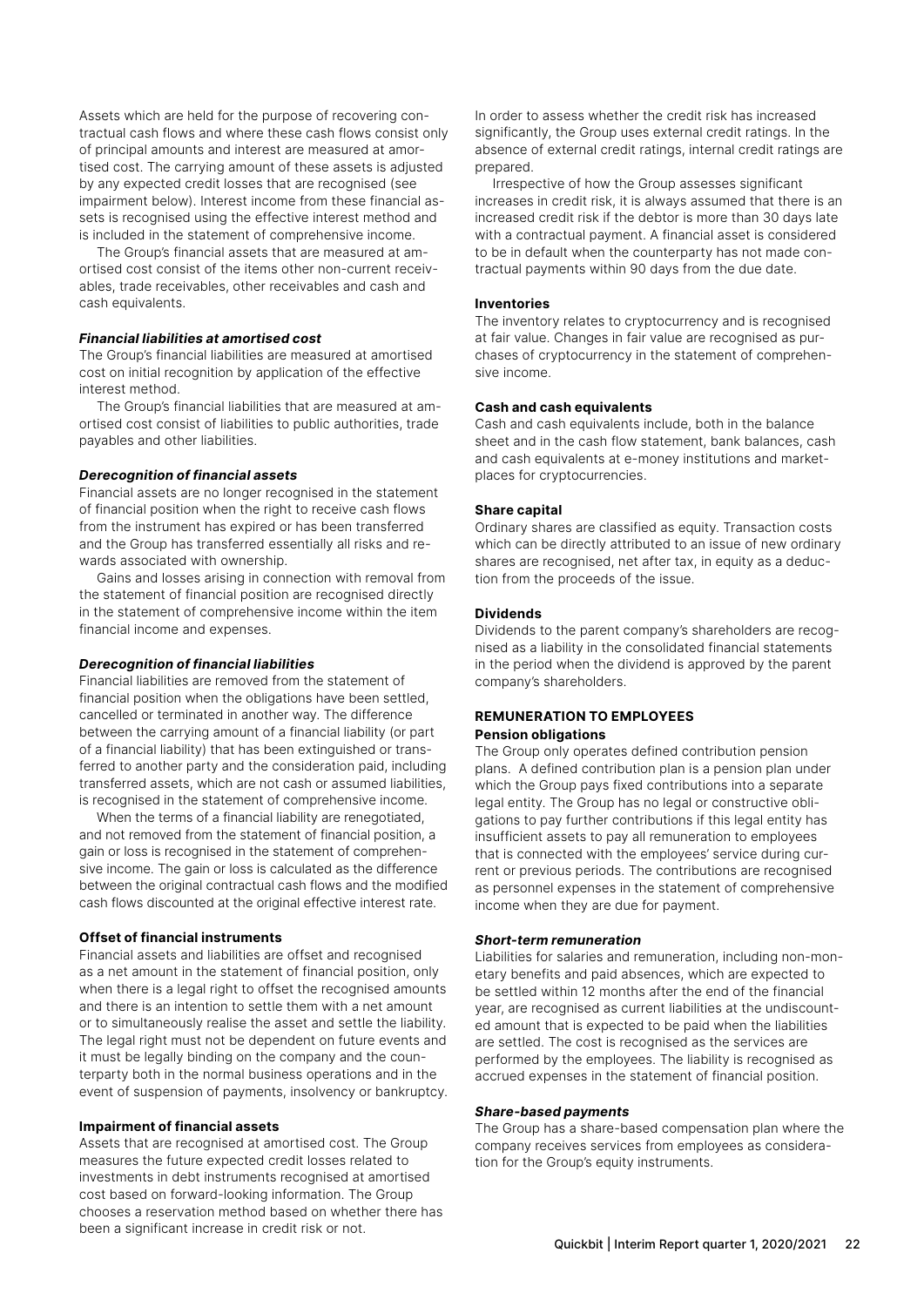Assets which are held for the purpose of recovering contractual cash flows and where these cash flows consist only of principal amounts and interest are measured at amortised cost. The carrying amount of these assets is adjusted by any expected credit losses that are recognised (see impairment below). Interest income from these financial assets is recognised using the effective interest method and is included in the statement of comprehensive income.

The Group's financial assets that are measured at amortised cost consist of the items other non-current receivables, trade receivables, other receivables and cash and cash equivalents.

#### *Financial liabilities at amortised cost*

The Group's financial liabilities are measured at amortised cost on initial recognition by application of the effective interest method.

The Group's financial liabilities that are measured at amortised cost consist of liabilities to public authorities, trade payables and other liabilities.

#### *Derecognition of financial assets*

Financial assets are no longer recognised in the statement of financial position when the right to receive cash flows from the instrument has expired or has been transferred and the Group has transferred essentially all risks and rewards associated with ownership.

Gains and losses arising in connection with removal from the statement of financial position are recognised directly in the statement of comprehensive income within the item financial income and expenses.

#### *Derecognition of financial liabilities*

Financial liabilities are removed from the statement of financial position when the obligations have been settled, cancelled or terminated in another way. The difference between the carrying amount of a financial liability (or part of a financial liability) that has been extinguished or transferred to another party and the consideration paid, including transferred assets, which are not cash or assumed liabilities, is recognised in the statement of comprehensive income.

When the terms of a financial liability are renegotiated, and not removed from the statement of financial position, a gain or loss is recognised in the statement of comprehensive income. The gain or loss is calculated as the difference between the original contractual cash flows and the modified cash flows discounted at the original effective interest rate.

#### Offset of financial instruments

Financial assets and liabilities are offset and recognised as a net amount in the statement of financial position, only when there is a legal right to offset the recognised amounts and there is an intention to settle them with a net amount or to simultaneously realise the asset and settle the liability. The legal right must not be dependent on future events and it must be legally binding on the company and the counterparty both in the normal business operations and in the event of suspension of payments, insolvency or bankruptcy.

#### Impairment of financial assets

Assets that are recognised at amortised cost. The Group measures the future expected credit losses related to investments in debt instruments recognised at amortised cost based on forward-looking information. The Group chooses a reservation method based on whether there has been a significant increase in credit risk or not.

In order to assess whether the credit risk has increased significantly, the Group uses external credit ratings. In the absence of external credit ratings, internal credit ratings are prepared.

Irrespective of how the Group assesses significant increases in credit risk, it is always assumed that there is an increased credit risk if the debtor is more than 30 days late with a contractual payment. A financial asset is considered to be in default when the counterparty has not made contractual payments within 90 days from the due date.

#### Inventories

The inventory relates to cryptocurrency and is recognised at fair value. Changes in fair value are recognised as purchases of cryptocurrency in the statement of comprehensive income.

#### Cash and cash equivalents

Cash and cash equivalents include, both in the balance sheet and in the cash flow statement, bank balances, cash and cash equivalents at e-money institutions and marketplaces for cryptocurrencies.

#### Share capital

Ordinary shares are classified as equity. Transaction costs which can be directly attributed to an issue of new ordinary shares are recognised, net after tax, in equity as a deduction from the proceeds of the issue.

#### Dividends

Dividends to the parent company's shareholders are recognised as a liability in the consolidated financial statements in the period when the dividend is approved by the parent company's shareholders.

### REMUNERATION TO EMPLOYEES

#### Pension obligations

The Group only operates defined contribution pension plans. A defined contribution plan is a pension plan under which the Group pays fixed contributions into a separate legal entity. The Group has no legal or constructive obligations to pay further contributions if this legal entity has insufficient assets to pay all remuneration to employees that is connected with the employees' service during current or previous periods. The contributions are recognised as personnel expenses in the statement of comprehensive income when they are due for payment.

#### *Short-term remuneration*

Liabilities for salaries and remuneration, including non-monetary benefits and paid absences, which are expected to be settled within 12 months after the end of the financial year, are recognised as current liabilities at the undiscounted amount that is expected to be paid when the liabilities are settled. The cost is recognised as the services are performed by the employees. The liability is recognised as accrued expenses in the statement of financial position.

#### *Share-based payments*

The Group has a share-based compensation plan where the company receives services from employees as consideration for the Group's equity instruments.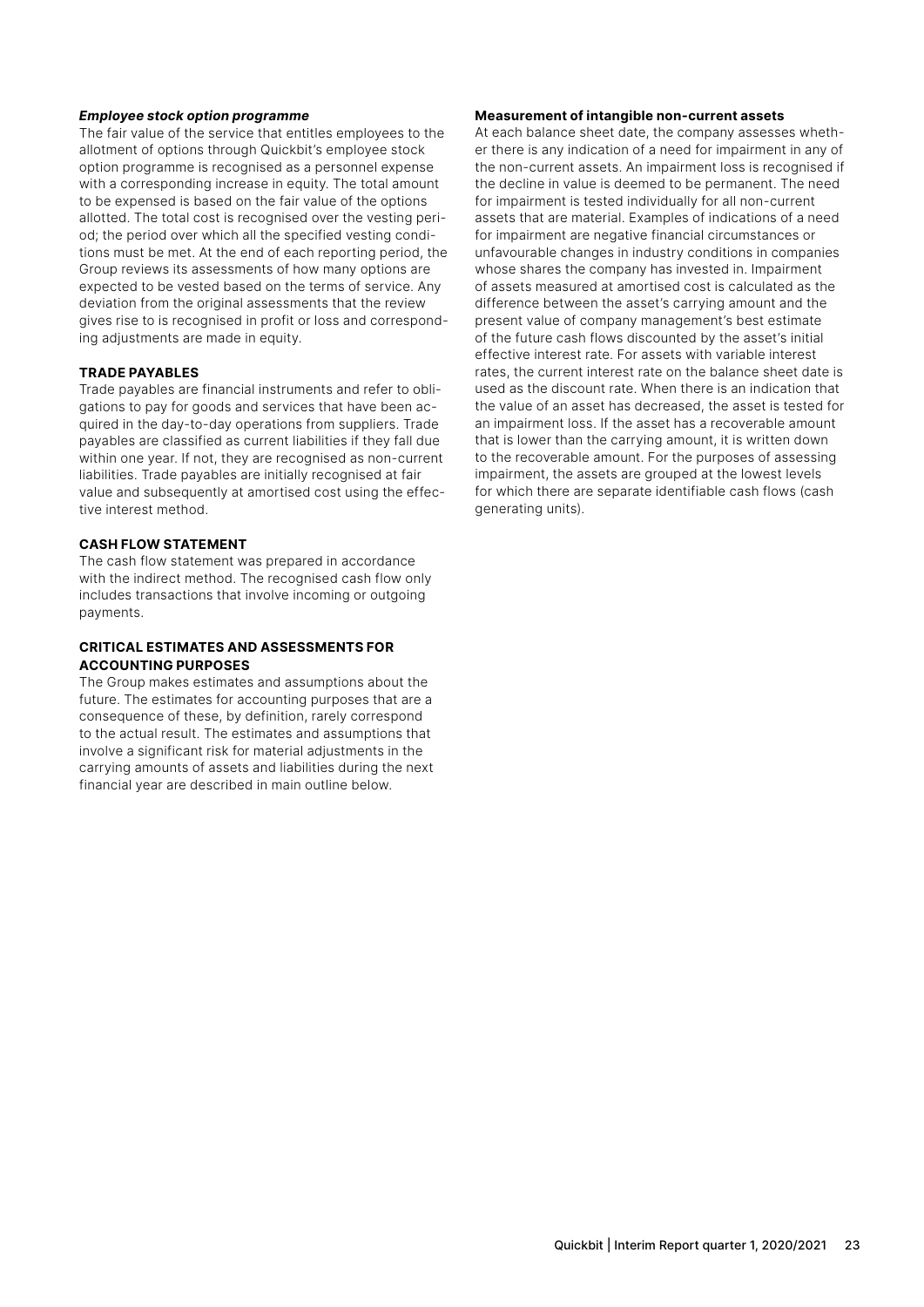***Employee stock option programme***

The fair value of the service that entitles employees to the allotment of options through Quickbit's employee stock option programme is recognised as a personnel expense with a corresponding increase in equity. The total amount to be expensed is based on the fair value of the options allotted. The total cost is recognised over the vesting period; the period over which all the specified vesting conditions must be met. At the end of each reporting period, the Group reviews its assessments of how many options are expected to be vested based on the terms of service. Any deviation from the original assessments that the review gives rise to is recognised in profit or loss and corresponding adjustments are made in equity.

**TRADE PAYABLES**

Trade payables are financial instruments and refer to obligations to pay for goods and services that have been acquired in the day-to-day operations from suppliers. Trade payables are classified as current liabilities if they fall due within one year. If not, they are recognised as non-current liabilities. Trade payables are initially recognised at fair value and subsequently at amortised cost using the effective interest method.

**CASH FLOW STATEMENT**

The cash flow statement was prepared in accordance with the indirect method. The recognised cash flow only includes transactions that involve incoming or outgoing payments.

**CRITICAL ESTIMATES AND ASSESSMENTS FOR ACCOUNTING PURPOSES**

The Group makes estimates and assumptions about the future. The estimates for accounting purposes that are a consequence of these, by definition, rarely correspond to the actual result. The estimates and assumptions that involve a significant risk for material adjustments in the carrying amounts of assets and liabilities during the next financial year are described in main outline below.

**Measurement of intangible non-current assets**

At each balance sheet date, the company assesses whether there is any indication of a need for impairment in any of the non-current assets. An impairment loss is recognised if the decline in value is deemed to be permanent. The need for impairment is tested individually for all non-current assets that are material. Examples of indications of a need for impairment are negative financial circumstances or unfavourable changes in industry conditions in companies whose shares the company has invested in. Impairment of assets measured at amortised cost is calculated as the difference between the asset's carrying amount and the present value of company management's best estimate of the future cash flows discounted by the asset's initial effective interest rate. For assets with variable interest rates, the current interest rate on the balance sheet date is used as the discount rate. When there is an indication that the value of an asset has decreased, the asset is tested for an impairment loss. If the asset has a recoverable amount that is lower than the carrying amount, it is written down to the recoverable amount. For the purposes of assessing impairment, the assets are grouped at the lowest levels for which there are separate identifiable cash flows (cash generating units).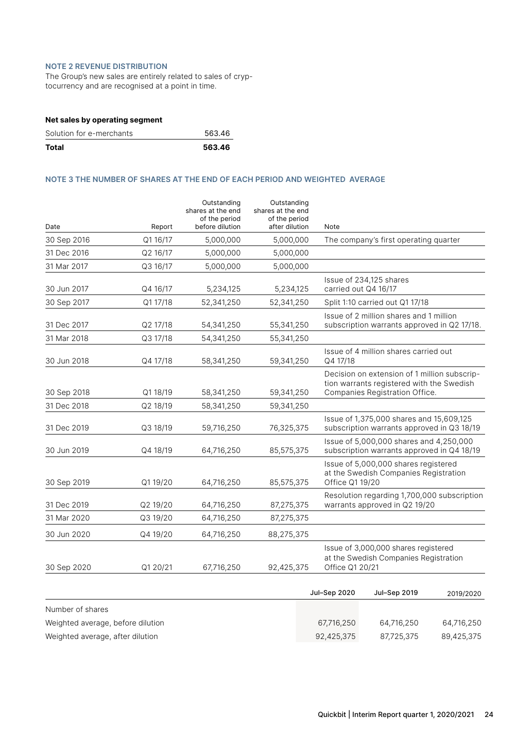### NOTE 2 REVENUE DISTRIBUTION

The Group's new sales are entirely related to sales of cryptocurrency and are recognised at a point in time.

**Net sales by operating segment**

| | |
|---|---|
| Solution for e-merchants | 563.46 |
| **Total** | **563.46** |

### NOTE 3 THE NUMBER OF SHARES AT THE END OF EACH PERIOD AND WEIGHTED AVERAGE

| Date | Report | Outstanding shares at the end of the period before dilution | Outstanding shares at the end of the period after dilution | Note |
|---|---|---|---|---|
| 30 Sep 2016 | Q1 16/17 | 5,000,000 | 5,000,000 | The company's first operating quarter |
| 31 Dec 2016 | Q2 16/17 | 5,000,000 | 5,000,000 | |
| 31 Mar 2017 | Q3 16/17 | 5,000,000 | 5,000,000 | |
| 30 Jun 2017 | Q4 16/17 | 5,234,125 | 5,234,125 | Issue of 234,125 shares carried out Q4 16/17 |
| 30 Sep 2017 | Q1 17/18 | 52,341,250 | 52,341,250 | Split 1:10 carried out Q1 17/18 |
| 31 Dec 2017 | Q2 17/18 | 54,341,250 | 55,341,250 | Issue of 2 million shares and 1 million subscription warrants approved in Q2 17/18. |
| 31 Mar 2018 | Q3 17/18 | 54,341,250 | 55,341,250 | |
| 30 Jun 2018 | Q4 17/18 | 58,341,250 | 59,341,250 | Issue of 4 million shares carried out Q4 17/18 |
| 30 Sep 2018 | Q1 18/19 | 58,341,250 | 59,341,250 | Decision on extension of 1 million subscription warrants registered with the Swedish Companies Registration Office. |
| 31 Dec 2018 | Q2 18/19 | 58,341,250 | 59,341,250 | |
| 31 Dec 2019 | Q3 18/19 | 59,716,250 | 76,325,375 | Issue of 1,375,000 shares and 15,609,125 subscription warrants approved in Q3 18/19 |
| 30 Jun 2019 | Q4 18/19 | 64,716,250 | 85,575,375 | Issue of 5,000,000 shares and 4,250,000 subscription warrants approved in Q4 18/19 |
| 30 Sep 2019 | Q1 19/20 | 64,716,250 | 85,575,375 | Issue of 5,000,000 shares registered at the Swedish Companies Registration Office Q1 19/20 |
| 31 Dec 2019 | Q2 19/20 | 64,716,250 | 87,275,375 | Resolution regarding 1,700,000 subscription warrants approved in Q2 19/20 |
| 31 Mar 2020 | Q3 19/20 | 64,716,250 | 87,275,375 | |
| 30 Jun 2020 | Q4 19/20 | 64,716,250 | 88,275,375 | |
| 30 Sep 2020 | Q1 20/21 | 67,716,250 | 92,425,375 | Issue of 3,000,000 shares registered at the Swedish Companies Registration Office Q1 20/21 |

| | Jul–Sep 2020 | Jul–Sep 2019 | 2019/2020 |
|---|---|---|---|
| Number of shares | | | |
| Weighted average, before dilution | 67,716,250 | 64,716,250 | 64,716,250 |
| Weighted average, after dilution | 92,425,375 | 87,725,375 | 89,425,375 |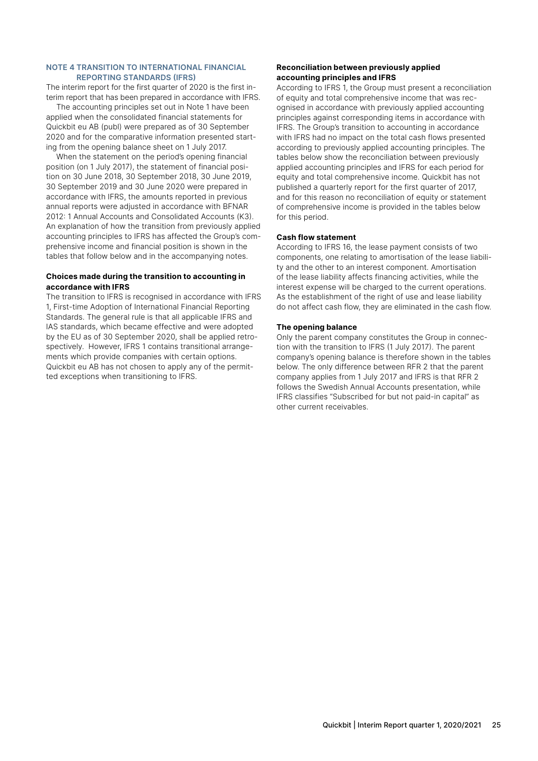## NOTE 4 TRANSITION TO INTERNATIONAL FINANCIAL REPORTING STANDARDS (IFRS)

The interim report for the first quarter of 2020 is the first interim report that has been prepared in accordance with IFRS.

The accounting principles set out in Note 1 have been applied when the consolidated financial statements for Quickbit eu AB (publ) were prepared as of 30 September 2020 and for the comparative information presented starting from the opening balance sheet on 1 July 2017.

When the statement on the period's opening financial position (on 1 July 2017), the statement of financial position on 30 June 2018, 30 September 2018, 30 June 2019, 30 September 2019 and 30 June 2020 were prepared in accordance with IFRS, the amounts reported in previous annual reports were adjusted in accordance with BFNAR 2012: 1 Annual Accounts and Consolidated Accounts (K3). An explanation of how the transition from previously applied accounting principles to IFRS has affected the Group's comprehensive income and financial position is shown in the tables that follow below and in the accompanying notes.

### Choices made during the transition to accounting in accordance with IFRS

The transition to IFRS is recognised in accordance with IFRS 1, First-time Adoption of International Financial Reporting Standards. The general rule is that all applicable IFRS and IAS standards, which became effective and were adopted by the EU as of 30 September 2020, shall be applied retrospectively. However, IFRS 1 contains transitional arrangements which provide companies with certain options. Quickbit eu AB has not chosen to apply any of the permitted exceptions when transitioning to IFRS.

### Reconciliation between previously applied accounting principles and IFRS

According to IFRS 1, the Group must present a reconciliation of equity and total comprehensive income that was recognised in accordance with previously applied accounting principles against corresponding items in accordance with IFRS. The Group's transition to accounting in accordance with IFRS had no impact on the total cash flows presented according to previously applied accounting principles. The tables below show the reconciliation between previously applied accounting principles and IFRS for each period for equity and total comprehensive income. Quickbit has not published a quarterly report for the first quarter of 2017, and for this reason no reconciliation of equity or statement of comprehensive income is provided in the tables below for this period.

### Cash flow statement

According to IFRS 16, the lease payment consists of two components, one relating to amortisation of the lease liability and the other to an interest component. Amortisation of the lease liability affects financing activities, while the interest expense will be charged to the current operations. As the establishment of the right of use and lease liability do not affect cash flow, they are eliminated in the cash flow.

### The opening balance

Only the parent company constitutes the Group in connection with the transition to IFRS (1 July 2017). The parent company's opening balance is therefore shown in the tables below. The only difference between RFR 2 that the parent company applies from 1 July 2017 and IFRS is that RFR 2 follows the Swedish Annual Accounts presentation, while IFRS classifies "Subscribed for but not paid-in capital" as other current receivables.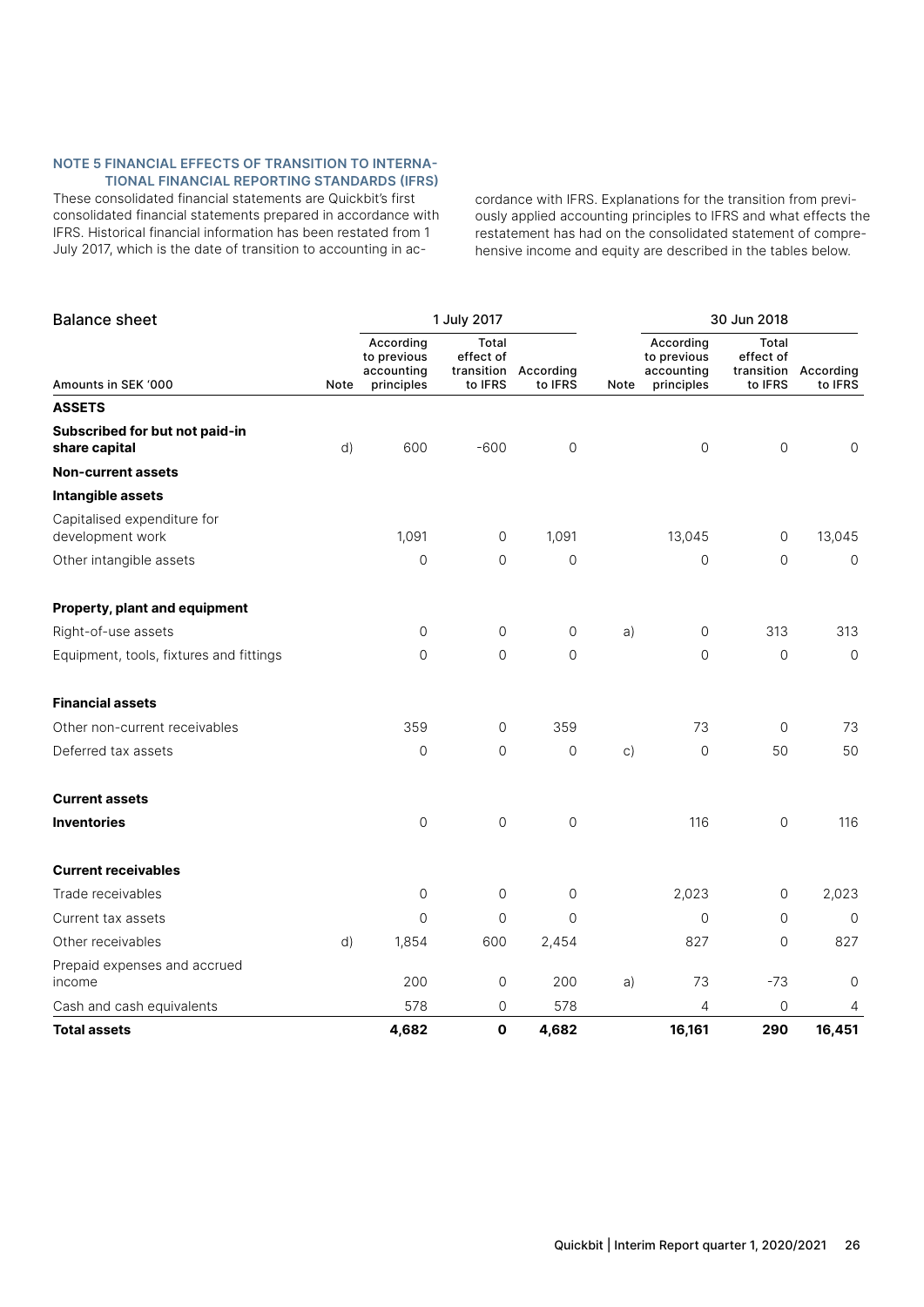#### NOTE 5 FINANCIAL EFFECTS OF TRANSITION TO INTERNATIONAL FINANCIAL REPORTING STANDARDS (IFRS)

These consolidated financial statements are Quickbit's first consolidated financial statements prepared in accordance with IFRS. Historical financial information has been restated from 1 July 2017, which is the date of transition to accounting in accordance with IFRS. Explanations for the transition from previously applied accounting principles to IFRS and what effects the restatement has had on the consolidated statement of comprehensive income and equity are described in the tables below.

| Balance sheet | | 1 July 2017 | | | | 30 Jun 2018 | | |
|---|---|---|---|---|---|---|---|---|
| Amounts in SEK '000 | Note | According to previous accounting principles | Total effect of transition to IFRS | According to IFRS | Note | According to previous accounting principles | Total effect of transition to IFRS | According to IFRS |
| **ASSETS** | | | | | | | | |
| **Subscribed for but not paid-in share capital** | d) | 600 | -600 | 0 | | 0 | 0 | 0 |
| **Non-current assets** | | | | | | | | |
| **Intangible assets** | | | | | | | | |
| Capitalised expenditure for development work | | 1,091 | 0 | 1,091 | | 13,045 | 0 | 13,045 |
| Other intangible assets | | 0 | 0 | 0 | | 0 | 0 | 0 |
| **Property, plant and equipment** | | | | | | | | |
| Right-of-use assets | | 0 | 0 | 0 | a) | 0 | 313 | 313 |
| Equipment, tools, fixtures and fittings | | 0 | 0 | 0 | | 0 | 0 | 0 |
| **Financial assets** | | | | | | | | |
| Other non-current receivables | | 359 | 0 | 359 | | 73 | 0 | 73 |
| Deferred tax assets | | 0 | 0 | 0 | c) | 0 | 50 | 50 |
| **Current assets** | | | | | | | | |
| **Inventories** | | 0 | 0 | 0 | | 116 | 0 | 116 |
| **Current receivables** | | | | | | | | |
| Trade receivables | | 0 | 0 | 0 | | 2,023 | 0 | 2,023 |
| Current tax assets | | 0 | 0 | 0 | | 0 | 0 | 0 |
| Other receivables | d) | 1,854 | 600 | 2,454 | | 827 | 0 | 827 |
| Prepaid expenses and accrued income | | 200 | 0 | 200 | a) | 73 | -73 | 0 |
| Cash and cash equivalents | | 578 | 0 | 578 | | 4 | 0 | 4 |
| **Total assets** | | **4,682** | **0** | **4,682** | | **16,161** | **290** | **16,451** |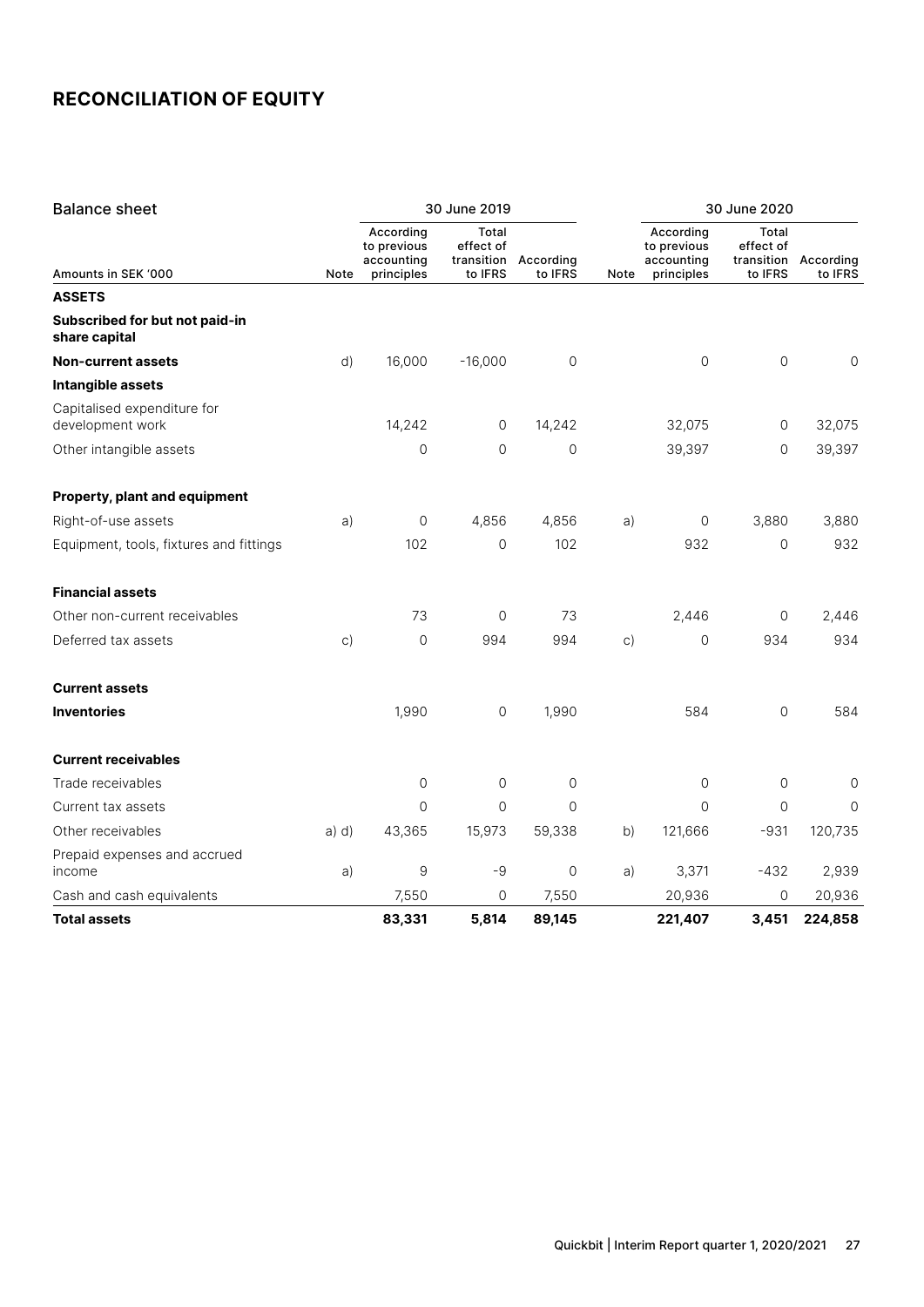# RECONCILIATION OF EQUITY

| Balance sheet | | 30 June 2019 | | | | 30 June 2020 | | |
|---|---|---|---|---|---|---|---|---|
| Amounts in SEK '000 | Note | According to previous accounting principles | Total effect of transition to IFRS | According to IFRS | Note | According to previous accounting principles | Total effect of transition to IFRS | According to IFRS |
| **ASSETS** | | | | | | | | |
| **Subscribed for but not paid-in share capital** | | | | | | | | |
| **Non-current assets** | d) | 16,000 | -16,000 | 0 | | 0 | 0 | 0 |
| **Intangible assets** | | | | | | | | |
| Capitalised expenditure for development work | | 14,242 | 0 | 14,242 | | 32,075 | 0 | 32,075 |
| Other intangible assets | | 0 | 0 | 0 | | 39,397 | 0 | 39,397 |
| **Property, plant and equipment** | | | | | | | | |
| Right-of-use assets | a) | 0 | 4,856 | 4,856 | a) | 0 | 3,880 | 3,880 |
| Equipment, tools, fixtures and fittings | | 102 | 0 | 102 | | 932 | 0 | 932 |
| **Financial assets** | | | | | | | | |
| Other non-current receivables | | 73 | 0 | 73 | | 2,446 | 0 | 2,446 |
| Deferred tax assets | c) | 0 | 994 | 994 | c) | 0 | 934 | 934 |
| **Current assets** | | | | | | | | |
| **Inventories** | | 1,990 | 0 | 1,990 | | 584 | 0 | 584 |
| **Current receivables** | | | | | | | | |
| Trade receivables | | 0 | 0 | 0 | | 0 | 0 | 0 |
| Current tax assets | | 0 | 0 | 0 | | 0 | 0 | 0 |
| Other receivables | a) d) | 43,365 | 15,973 | 59,338 | b) | 121,666 | -931 | 120,735 |
| Prepaid expenses and accrued income | a) | 9 | -9 | 0 | a) | 3,371 | -432 | 2,939 |
| Cash and cash equivalents | | 7,550 | 0 | 7,550 | | 20,936 | 0 | 20,936 |
| **Total assets** | | **83,331** | **5,814** | **89,145** | | **221,407** | **3,451** | **224,858** |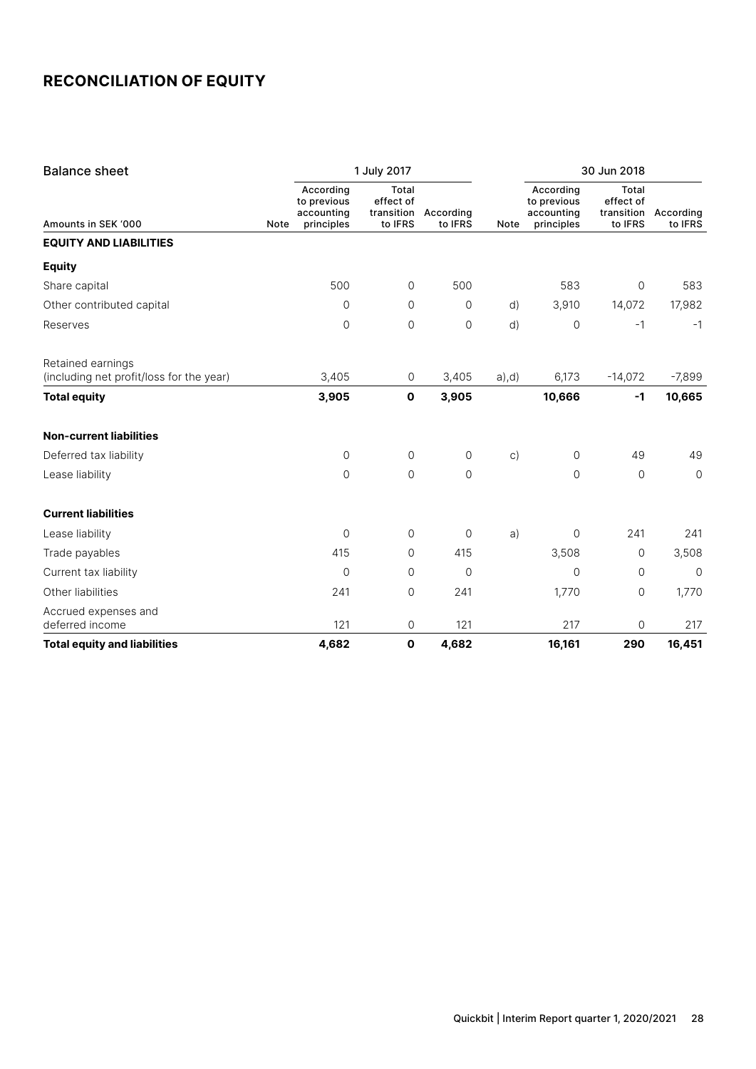# RECONCILIATION OF EQUITY

| Balance sheet | | 1 July 2017 | | | | 30 Jun 2018 | | |
|---|---|---|---|---|---|---|---|---|
| Amounts in SEK '000 | Note | According to previous accounting principles | Total effect of transition to IFRS | According to IFRS | Note | According to previous accounting principles | Total effect of transition to IFRS | According to IFRS |
| **EQUITY AND LIABILITIES** | | | | | | | | |
| **Equity** | | | | | | | | |
| Share capital | | 500 | 0 | 500 | | 583 | 0 | 583 |
| Other contributed capital | | 0 | 0 | 0 | d) | 3,910 | 14,072 | 17,982 |
| Reserves | | 0 | 0 | 0 | d) | 0 | -1 | -1 |
| Retained earnings (including net profit/loss for the year) | | 3,405 | 0 | 3,405 | a),d) | 6,173 | -14,072 | -7,899 |
| **Total equity** | | **3,905** | **0** | **3,905** | | **10,666** | **-1** | **10,665** |
| **Non-current liabilities** | | | | | | | | |
| Deferred tax liability | | 0 | 0 | 0 | c) | 0 | 49 | 49 |
| Lease liability | | 0 | 0 | 0 | | 0 | 0 | 0 |
| **Current liabilities** | | | | | | | | |
| Lease liability | | 0 | 0 | 0 | a) | 0 | 241 | 241 |
| Trade payables | | 415 | 0 | 415 | | 3,508 | 0 | 3,508 |
| Current tax liability | | 0 | 0 | 0 | | 0 | 0 | 0 |
| Other liabilities | | 241 | 0 | 241 | | 1,770 | 0 | 1,770 |
| Accrued expenses and deferred income | | 121 | 0 | 121 | | 217 | 0 | 217 |
| **Total equity and liabilities** | | **4,682** | **0** | **4,682** | | **16,161** | **290** | **16,451** |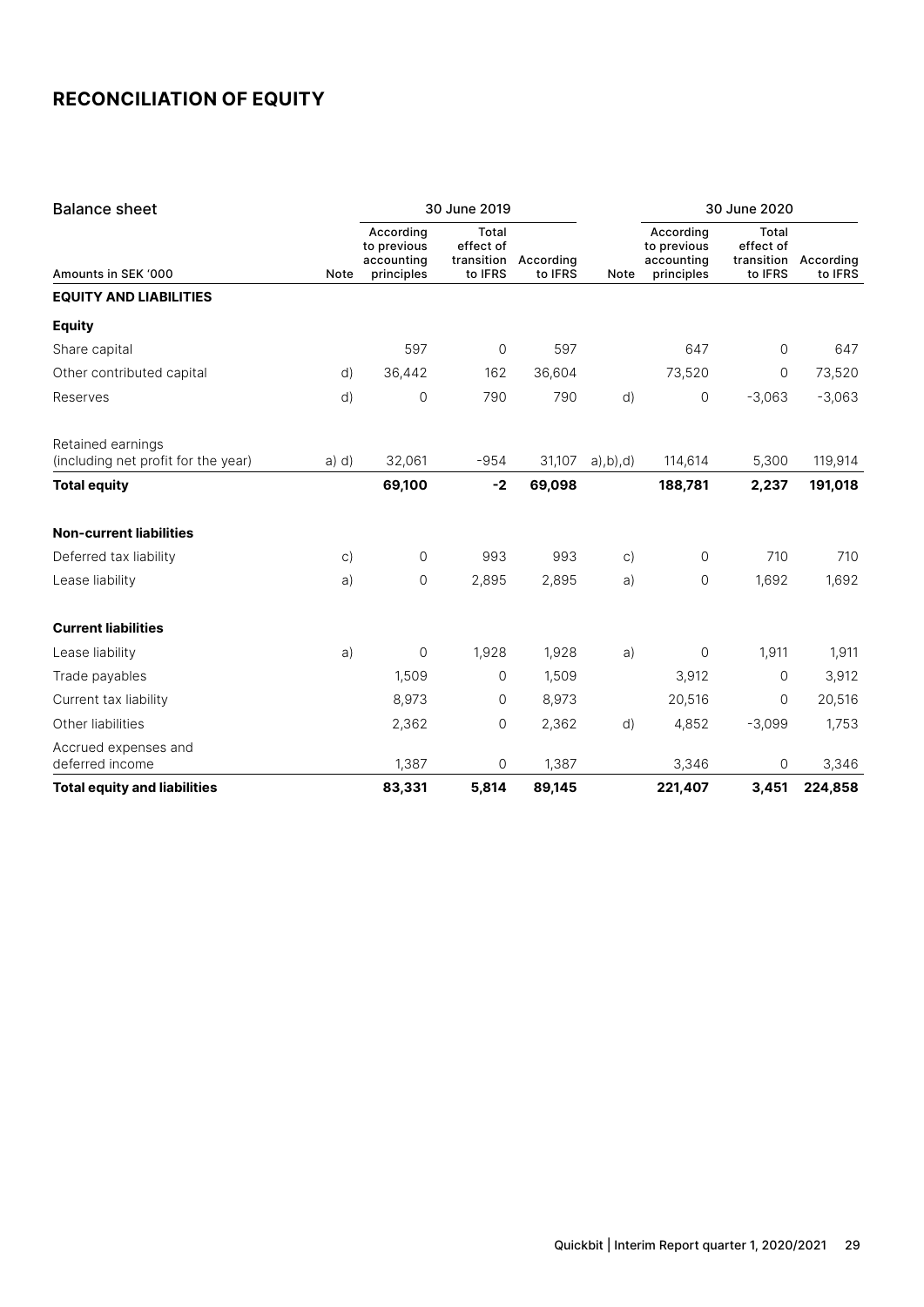# RECONCILIATION OF EQUITY

| Balance sheet | | 30 June 2019 | | | | 30 June 2020 | | |
|---|---|---|---|---|---|---|---|---|
| Amounts in SEK '000 | Note | According to previous accounting principles | Total effect of transition to IFRS | According to IFRS | Note | According to previous accounting principles | Total effect of transition to IFRS | According to IFRS |
| **EQUITY AND LIABILITIES** | | | | | | | | |
| **Equity** | | | | | | | | |
| Share capital | | 597 | 0 | 597 | | 647 | 0 | 647 |
| Other contributed capital | d) | 36,442 | 162 | 36,604 | | 73,520 | 0 | 73,520 |
| Reserves | d) | 0 | 790 | 790 | d) | 0 | -3,063 | -3,063 |
| Retained earnings (including net profit for the year) | a) d) | 32,061 | -954 | 31,107 | a),b),d) | 114,614 | 5,300 | 119,914 |
| **Total equity** | | **69,100** | **-2** | **69,098** | | **188,781** | **2,237** | **191,018** |
| **Non-current liabilities** | | | | | | | | |
| Deferred tax liability | c) | 0 | 993 | 993 | c) | 0 | 710 | 710 |
| Lease liability | a) | 0 | 2,895 | 2,895 | a) | 0 | 1,692 | 1,692 |
| **Current liabilities** | | | | | | | | |
| Lease liability | a) | 0 | 1,928 | 1,928 | a) | 0 | 1,911 | 1,911 |
| Trade payables | | 1,509 | 0 | 1,509 | | 3,912 | 0 | 3,912 |
| Current tax liability | | 8,973 | 0 | 8,973 | | 20,516 | 0 | 20,516 |
| Other liabilities | | 2,362 | 0 | 2,362 | d) | 4,852 | -3,099 | 1,753 |
| Accrued expenses and deferred income | | 1,387 | 0 | 1,387 | | 3,346 | 0 | 3,346 |
| **Total equity and liabilities** | | **83,331** | **5,814** | **89,145** | | **221,407** | **3,451** | **224,858** |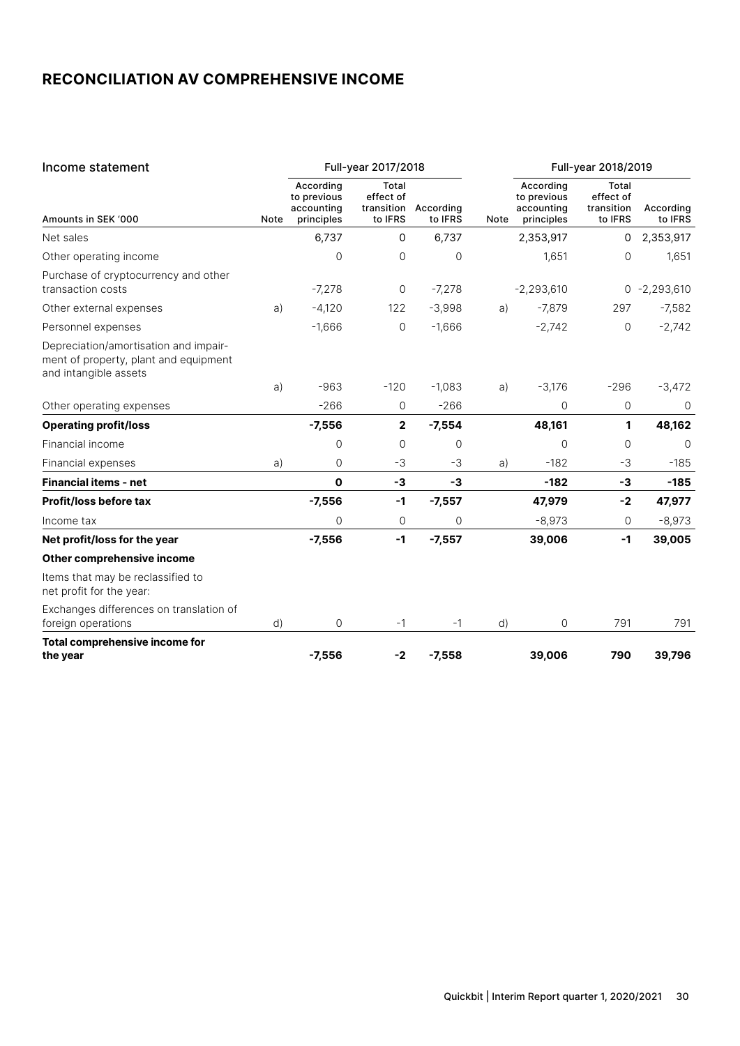## RECONCILIATION AV COMPREHENSIVE INCOME

| Income statement | | Full-year 2017/2018 | | | | Full-year 2018/2019 | | |
|---|---|---|---|---|---|---|---|---|
| Amounts in SEK '000 | Note | According to previous accounting principles | Total effect of transition to IFRS | According to IFRS | Note | According to previous accounting principles | Total effect of transition to IFRS | According to IFRS |
| Net sales | | 6,737 | 0 | 6,737 | | 2,353,917 | 0 | 2,353,917 |
| Other operating income | | 0 | 0 | 0 | | 1,651 | 0 | 1,651 |
| Purchase of cryptocurrency and other transaction costs | | -7,278 | 0 | -7,278 | | -2,293,610 | 0 | -2,293,610 |
| Other external expenses | a) | -4,120 | 122 | -3,998 | a) | -7,879 | 297 | -7,582 |
| Personnel expenses | | -1,666 | 0 | -1,666 | | -2,742 | 0 | -2,742 |
| Depreciation/amortisation and impairment of property, plant and equipment and intangible assets | a) | -963 | -120 | -1,083 | a) | -3,176 | -296 | -3,472 |
| Other operating expenses | | -266 | 0 | -266 | | 0 | 0 | 0 |
| **Operating profit/loss** | | **-7,556** | **2** | **-7,554** | | **48,161** | **1** | **48,162** |
| Financial income | | 0 | 0 | 0 | | 0 | 0 | 0 |
| Financial expenses | a) | 0 | -3 | -3 | a) | -182 | -3 | -185 |
| **Financial items - net** | | **0** | **-3** | **-3** | | **-182** | **-3** | **-185** |
| **Profit/loss before tax** | | **-7,556** | **-1** | **-7,557** | | **47,979** | **-2** | **47,977** |
| Income tax | | 0 | 0 | 0 | | -8,973 | 0 | -8,973 |
| **Net profit/loss for the year** | | **-7,556** | **-1** | **-7,557** | | **39,006** | **-1** | **39,005** |
| **Other comprehensive income** | | | | | | | | |
| Items that may be reclassified to net profit for the year: | | | | | | | | |
| Exchanges differences on translation of foreign operations | d) | 0 | -1 | -1 | d) | 0 | 791 | 791 |
| **Total comprehensive income for the year** | | **-7,556** | **-2** | **-7,558** | | **39,006** | **790** | **39,796** |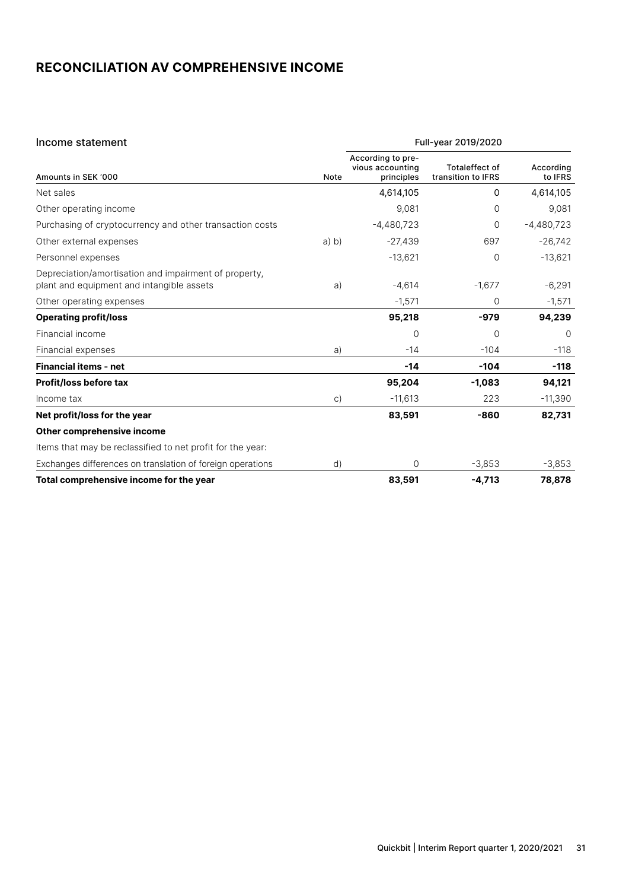## RECONCILIATION AV COMPREHENSIVE INCOME

| Income statement | | Full-year 2019/2020 | | |
|---|---|---|---|---|
| Amounts in SEK '000 | Note | According to previous accounting principles | Totaleffect of transition to IFRS | According to IFRS |
| Net sales | | 4,614,105 | 0 | 4,614,105 |
| Other operating income | | 9,081 | 0 | 9,081 |
| Purchasing of cryptocurrency and other transaction costs | | -4,480,723 | 0 | -4,480,723 |
| Other external expenses | a) b) | -27,439 | 697 | -26,742 |
| Personnel expenses | | -13,621 | 0 | -13,621 |
| Depreciation/amortisation and impairment of property, plant and equipment and intangible assets | a) | -4,614 | -1,677 | -6,291 |
| Other operating expenses | | -1,571 | 0 | -1,571 |
| **Operating profit/loss** | | **95,218** | **-979** | **94,239** |
| Financial income | | 0 | 0 | 0 |
| Financial expenses | a) | -14 | -104 | -118 |
| **Financial items - net** | | **-14** | **-104** | **-118** |
| **Profit/loss before tax** | | **95,204** | **-1,083** | **94,121** |
| Income tax | c) | -11,613 | 223 | -11,390 |
| **Net profit/loss for the year** | | **83,591** | **-860** | **82,731** |
| **Other comprehensive income** | | | | |
| Items that may be reclassified to net profit for the year: | | | | |
| Exchanges differences on translation of foreign operations | d) | 0 | -3,853 | -3,853 |
| **Total comprehensive income for the year** | | **83,591** | **-4,713** | **78,878** |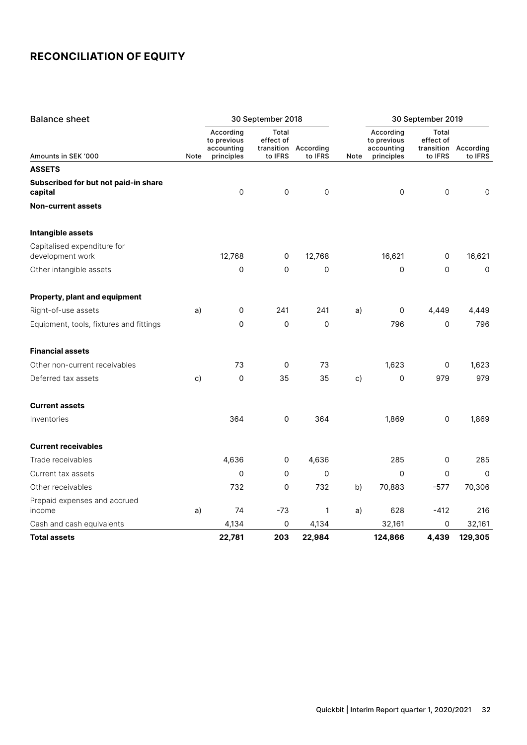# RECONCILIATION OF EQUITY

| Balance sheet | | 30 September 2018 | | | | 30 September 2019 | | |
|---|---|---|---|---|---|---|---|---|
| Amounts in SEK '000 | Note | According to previous accounting principles | Total effect of transition to IFRS | According to IFRS | Note | According to previous accounting principles | Total effect of transition to IFRS | According to IFRS |
| **ASSETS** | | | | | | | | |
| **Subscribed for but not paid-in share capital** | | 0 | 0 | 0 | | 0 | 0 | 0 |
| **Non-current assets** | | | | | | | | |
| **Intangible assets** | | | | | | | | |
| Capitalised expenditure for development work | | 12,768 | 0 | 12,768 | | 16,621 | 0 | 16,621 |
| Other intangible assets | | 0 | 0 | 0 | | 0 | 0 | 0 |
| **Property, plant and equipment** | | | | | | | | |
| Right-of-use assets | a) | 0 | 241 | 241 | a) | 0 | 4,449 | 4,449 |
| Equipment, tools, fixtures and fittings | | 0 | 0 | 0 | | 796 | 0 | 796 |
| **Financial assets** | | | | | | | | |
| Other non-current receivables | | 73 | 0 | 73 | | 1,623 | 0 | 1,623 |
| Deferred tax assets | c) | 0 | 35 | 35 | c) | 0 | 979 | 979 |
| **Current assets** | | | | | | | | |
| Inventories | | 364 | 0 | 364 | | 1,869 | 0 | 1,869 |
| **Current receivables** | | | | | | | | |
| Trade receivables | | 4,636 | 0 | 4,636 | | 285 | 0 | 285 |
| Current tax assets | | 0 | 0 | 0 | | 0 | 0 | 0 |
| Other receivables | | 732 | 0 | 732 | b) | 70,883 | -577 | 70,306 |
| Prepaid expenses and accrued income | a) | 74 | -73 | 1 | a) | 628 | -412 | 216 |
| Cash and cash equivalents | | 4,134 | 0 | 4,134 | | 32,161 | 0 | 32,161 |
| **Total assets** | | **22,781** | **203** | **22,984** | | **124,866** | **4,439** | **129,305** |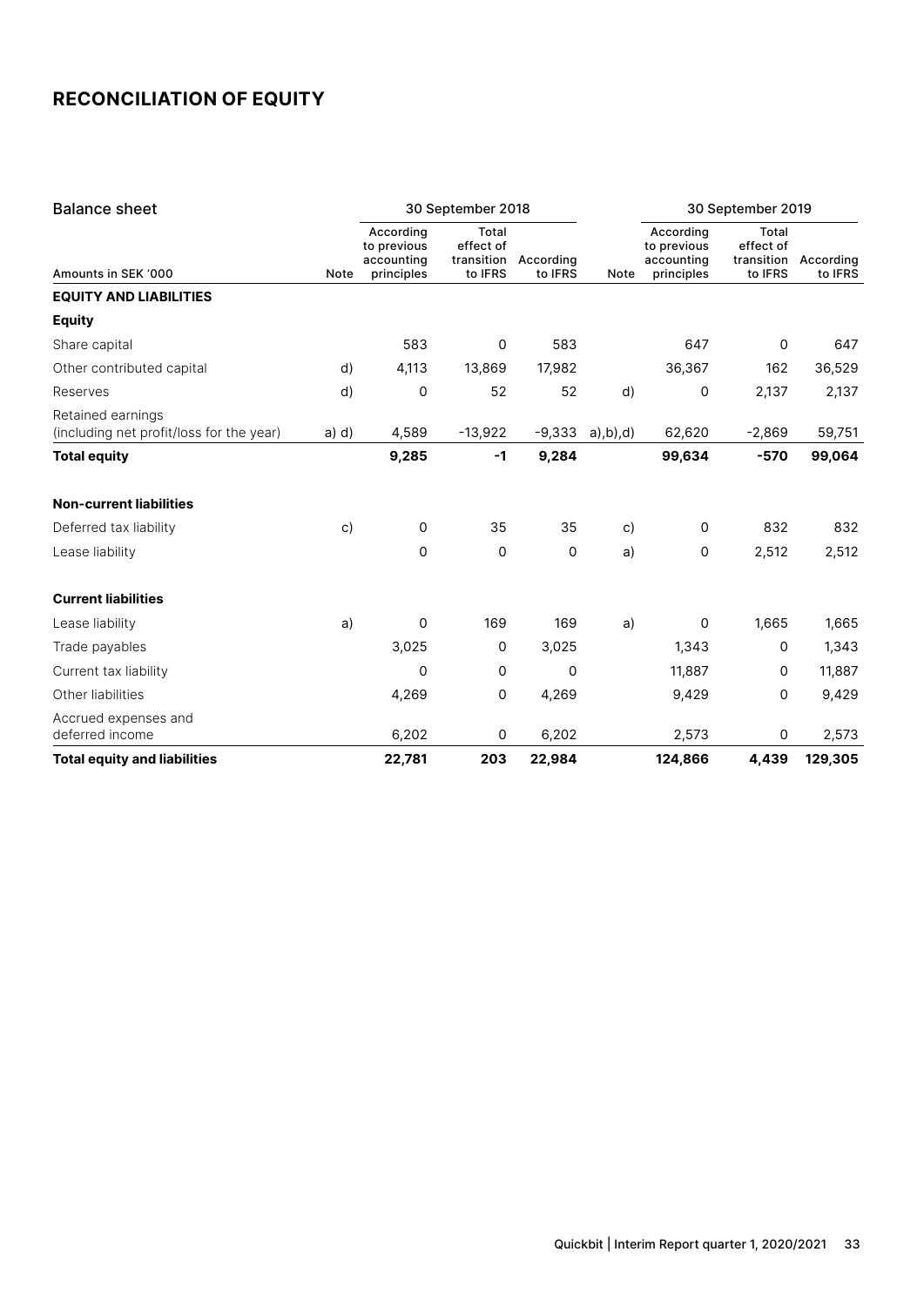# RECONCILIATION OF EQUITY

| Balance sheet | | 30 September 2018 | | | | 30 September 2019 | | |
|---|---|---|---|---|---|---|---|---|
| Amounts in SEK '000 | Note | According to previous accounting principles | Total effect of transition to IFRS | According to IFRS | Note | According to previous accounting principles | Total effect of transition to IFRS | According to IFRS |
| **EQUITY AND LIABILITIES** | | | | | | | | |
| **Equity** | | | | | | | | |
| Share capital | | 583 | 0 | 583 | | 647 | 0 | 647 |
| Other contributed capital | d) | 4,113 | 13,869 | 17,982 | | 36,367 | 162 | 36,529 |
| Reserves | d) | 0 | 52 | 52 | d) | 0 | 2,137 | 2,137 |
| Retained earnings (including net profit/loss for the year) | a) d) | 4,589 | -13,922 | -9,333 | a),b),d) | 62,620 | -2,869 | 59,751 |
| **Total equity** | | **9,285** | **-1** | **9,284** | | **99,634** | **-570** | **99,064** |
| **Non-current liabilities** | | | | | | | | |
| Deferred tax liability | c) | 0 | 35 | 35 | c) | 0 | 832 | 832 |
| Lease liability | | 0 | 0 | 0 | a) | 0 | 2,512 | 2,512 |
| **Current liabilities** | | | | | | | | |
| Lease liability | a) | 0 | 169 | 169 | a) | 0 | 1,665 | 1,665 |
| Trade payables | | 3,025 | 0 | 3,025 | | 1,343 | 0 | 1,343 |
| Current tax liability | | 0 | 0 | 0 | | 11,887 | 0 | 11,887 |
| Other liabilities | | 4,269 | 0 | 4,269 | | 9,429 | 0 | 9,429 |
| Accrued expenses and deferred income | | 6,202 | 0 | 6,202 | | 2,573 | 0 | 2,573 |
| **Total equity and liabilities** | | **22,781** | **203** | **22,984** | | **124,866** | **4,439** | **129,305** |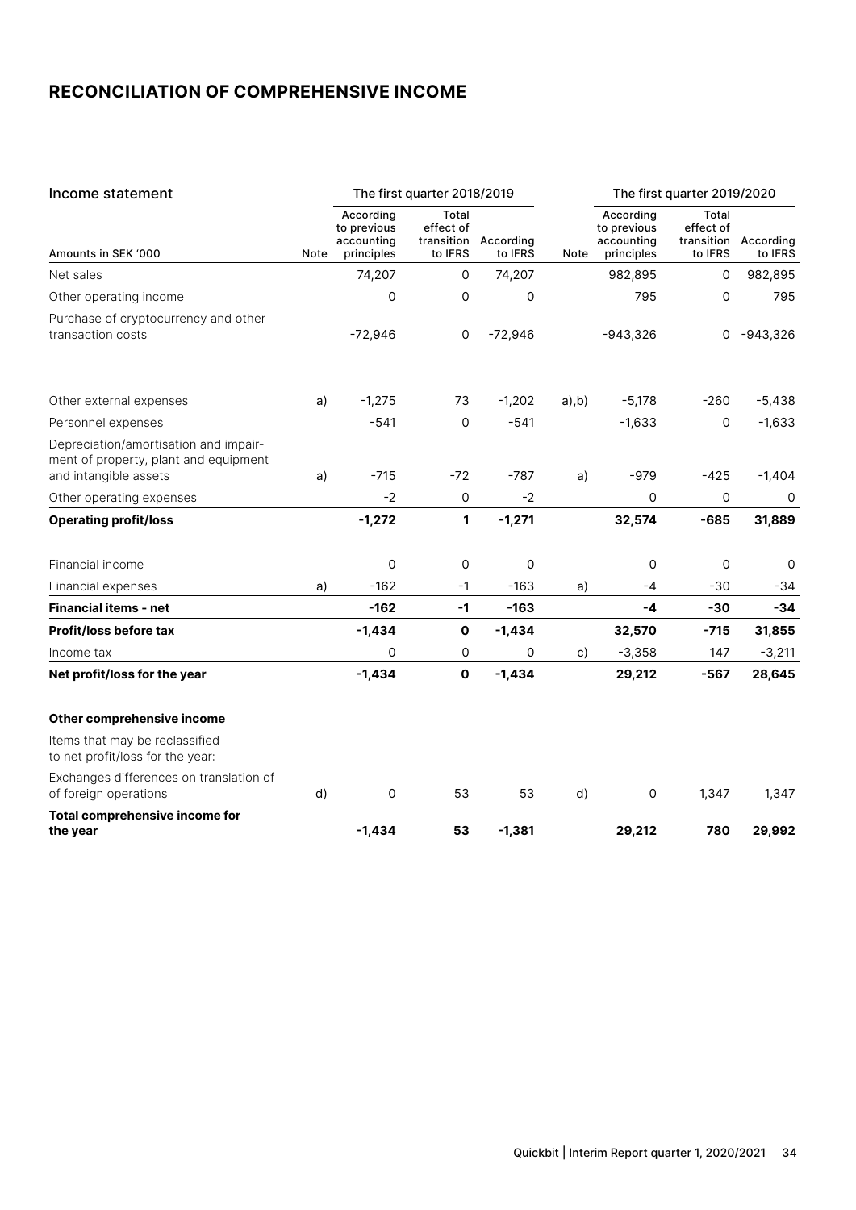## RECONCILIATION OF COMPREHENSIVE INCOME

| Income statement | | The first quarter 2018/2019 | | | | The first quarter 2019/2020 | | |
|---|---|---|---|---|---|---|---|---|
| Amounts in SEK '000 | Note | According to previous accounting principles | Total effect of transition to IFRS | According to IFRS | Note | According to previous accounting principles | Total effect of transition to IFRS | According to IFRS |
| Net sales | | 74,207 | 0 | 74,207 | | 982,895 | 0 | 982,895 |
| Other operating income | | 0 | 0 | 0 | | 795 | 0 | 795 |
| Purchase of cryptocurrency and other transaction costs | | -72,946 | 0 | -72,946 | | -943,326 | 0 | -943,326 |
| Other external expenses | a) | -1,275 | 73 | -1,202 | a),b) | -5,178 | -260 | -5,438 |
| Personnel expenses | | -541 | 0 | -541 | | -1,633 | 0 | -1,633 |
| Depreciation/amortisation and impairment of property, plant and equipment and intangible assets | a) | -715 | -72 | -787 | a) | -979 | -425 | -1,404 |
| Other operating expenses | | -2 | 0 | -2 | | 0 | 0 | 0 |
| **Operating profit/loss** | | **-1,272** | **1** | **-1,271** | | **32,574** | **-685** | **31,889** |
| Financial income | | 0 | 0 | 0 | | 0 | 0 | 0 |
| Financial expenses | a) | -162 | -1 | -163 | a) | -4 | -30 | -34 |
| **Financial items - net** | | **-162** | **-1** | **-163** | | **-4** | **-30** | **-34** |
| **Profit/loss before tax** | | **-1,434** | **0** | **-1,434** | | **32,570** | **-715** | **31,855** |
| Income tax | | 0 | 0 | 0 | c) | -3,358 | 147 | -3,211 |
| **Net profit/loss for the year** | | **-1,434** | **0** | **-1,434** | | **29,212** | **-567** | **28,645** |
| **Other comprehensive income** | | | | | | | | |
| Items that may be reclassified to net profit/loss for the year: | | | | | | | | |
| Exchanges differences on translation of foreign operations | d) | 0 | 53 | 53 | d) | 0 | 1,347 | 1,347 |
| **Total comprehensive income for the year** | | **-1,434** | **53** | **-1,381** | | **29,212** | **780** | **29,992** |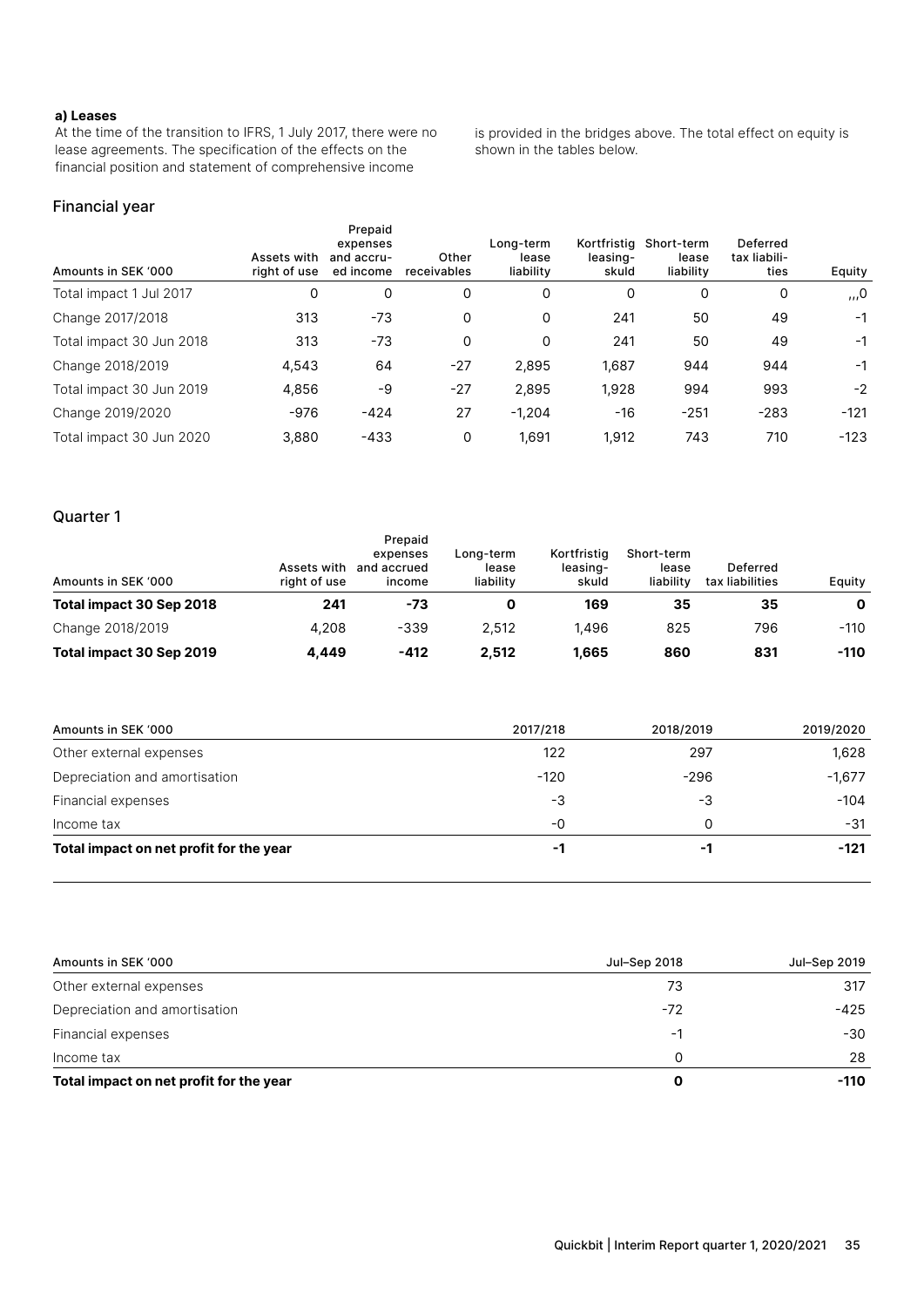**a) Leases**

At the time of the transition to IFRS, 1 July 2017, there were no lease agreements. The specification of the effects on the financial position and statement of comprehensive income is provided in the bridges above. The total effect on equity is shown in the tables below.

## Financial year

| Amounts in SEK '000 | Assets with right of use | Prepaid expenses and accrued income | Other receivables | Long-term lease liability | Kortfristig leasing-skuld | Short-term lease liability | Deferred tax liabilities | Equity |
|---|---|---|---|---|---|---|---|---|
| Total impact 1 Jul 2017 | 0 | 0 | 0 | 0 | 0 | 0 | 0 | ,,,0 |
| Change 2017/2018 | 313 | -73 | 0 | 0 | 241 | 50 | 49 | -1 |
| Total impact 30 Jun 2018 | 313 | -73 | 0 | 0 | 241 | 50 | 49 | -1 |
| Change 2018/2019 | 4,543 | 64 | -27 | 2,895 | 1,687 | 944 | 944 | -1 |
| Total impact 30 Jun 2019 | 4,856 | -9 | -27 | 2,895 | 1,928 | 994 | 993 | -2 |
| Change 2019/2020 | -976 | -424 | 27 | -1,204 | -16 | -251 | -283 | -121 |
| Total impact 30 Jun 2020 | 3,880 | -433 | 0 | 1,691 | 1,912 | 743 | 710 | -123 |

## Quarter 1

| Amounts in SEK '000 | Assets with right of use | Prepaid expenses and accrued income | Long-term lease liability | Kortfristig leasing-skuld | Short-term lease liability | Deferred tax liabilities | Equity |
|---|---|---|---|---|---|---|---|
| **Total impact 30 Sep 2018** | **241** | **-73** | **0** | **169** | **35** | **35** | **0** |
| Change 2018/2019 | 4,208 | -339 | 2,512 | 1,496 | 825 | 796 | -110 |
| **Total impact 30 Sep 2019** | **4,449** | **-412** | **2,512** | **1,665** | **860** | **831** | **-110** |

| Amounts in SEK '000 | 2017/218 | 2018/2019 | 2019/2020 |
|---|---|---|---|
| Other external expenses | 122 | 297 | 1,628 |
| Depreciation and amortisation | -120 | -296 | -1,677 |
| Financial expenses | -3 | -3 | -104 |
| Income tax | -0 | 0 | -31 |
| **Total impact on net profit for the year** | **-1** | **-1** | **-121** |

| Amounts in SEK '000 | Jul–Sep 2018 | Jul–Sep 2019 |
|---|---|---|
| Other external expenses | 73 | 317 |
| Depreciation and amortisation | -72 | -425 |
| Financial expenses | -1 | -30 |
| Income tax | 0 | 28 |
| **Total impact on net profit for the year** | **0** | **-110** |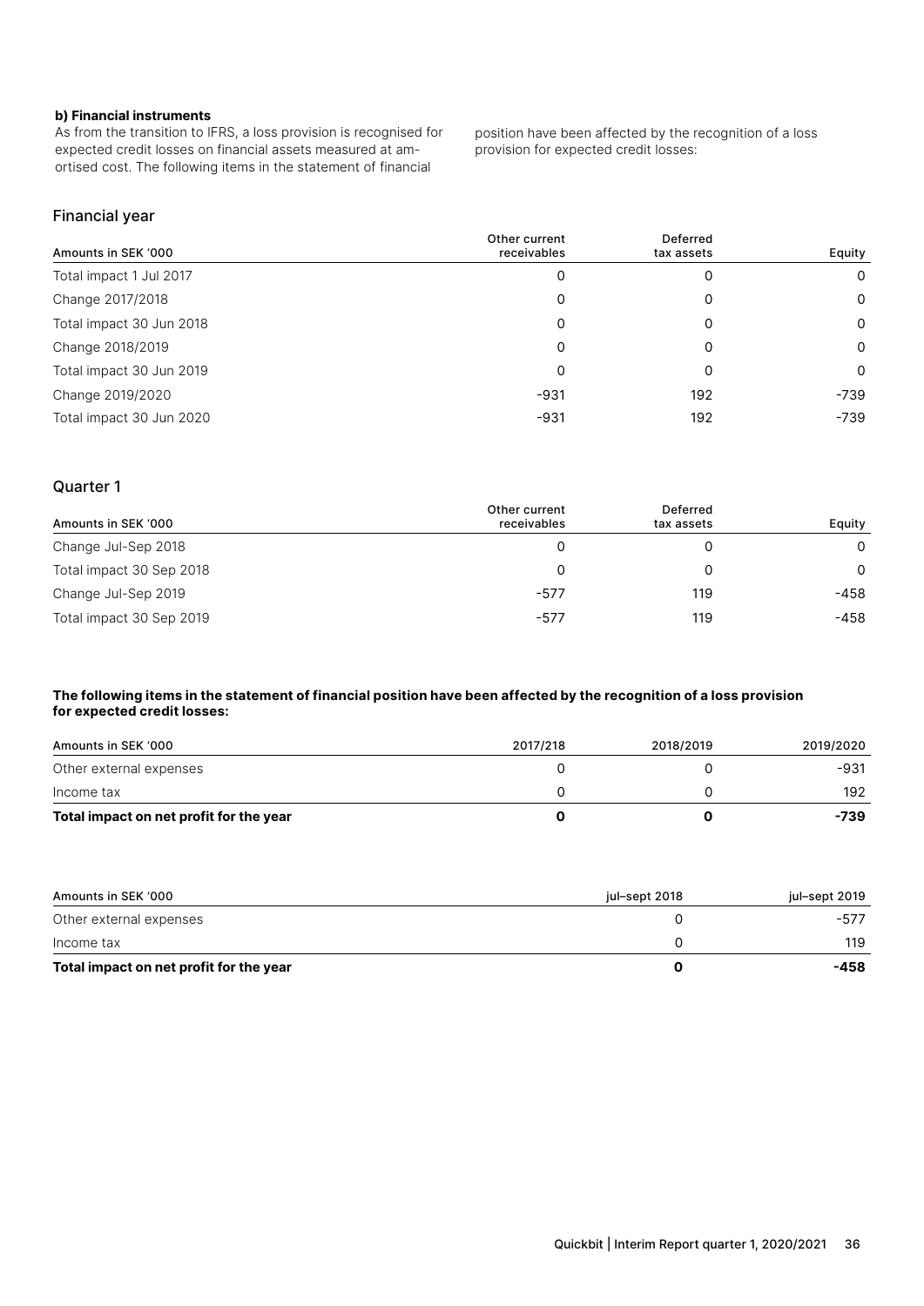**b) Financial instruments**

As from the transition to IFRS, a loss provision is recognised for expected credit losses on financial assets measured at amortised cost. The following items in the statement of financial position have been affected by the recognition of a loss provision for expected credit losses:

## Financial year

| Amounts in SEK '000 | Other current receivables | Deferred tax assets | Equity |
|---|---|---|---|
| Total impact 1 Jul 2017 | 0 | 0 | 0 |
| Change 2017/2018 | 0 | 0 | 0 |
| Total impact 30 Jun 2018 | 0 | 0 | 0 |
| Change 2018/2019 | 0 | 0 | 0 |
| Total impact 30 Jun 2019 | 0 | 0 | 0 |
| Change 2019/2020 | -931 | 192 | -739 |
| Total impact 30 Jun 2020 | -931 | 192 | -739 |

## Quarter 1

| Amounts in SEK '000 | Other current receivables | Deferred tax assets | Equity |
|---|---|---|---|
| Change Jul-Sep 2018 | 0 | 0 | 0 |
| Total impact 30 Sep 2018 | 0 | 0 | 0 |
| Change Jul-Sep 2019 | -577 | 119 | -458 |
| Total impact 30 Sep 2019 | -577 | 119 | -458 |

**The following items in the statement of financial position have been affected by the recognition of a loss provision for expected credit losses:**

| Amounts in SEK '000 | 2017/218 | 2018/2019 | 2019/2020 |
|---|---|---|---|
| Other external expenses | 0 | 0 | -931 |
| Income tax | 0 | 0 | 192 |
| **Total impact on net profit for the year** | **0** | **0** | **-739** |

| Amounts in SEK '000 | jul–sept 2018 | jul–sept 2019 |
|---|---|---|
| Other external expenses | 0 | -577 |
| Income tax | 0 | 119 |
| **Total impact on net profit for the year** | **0** | **-458** |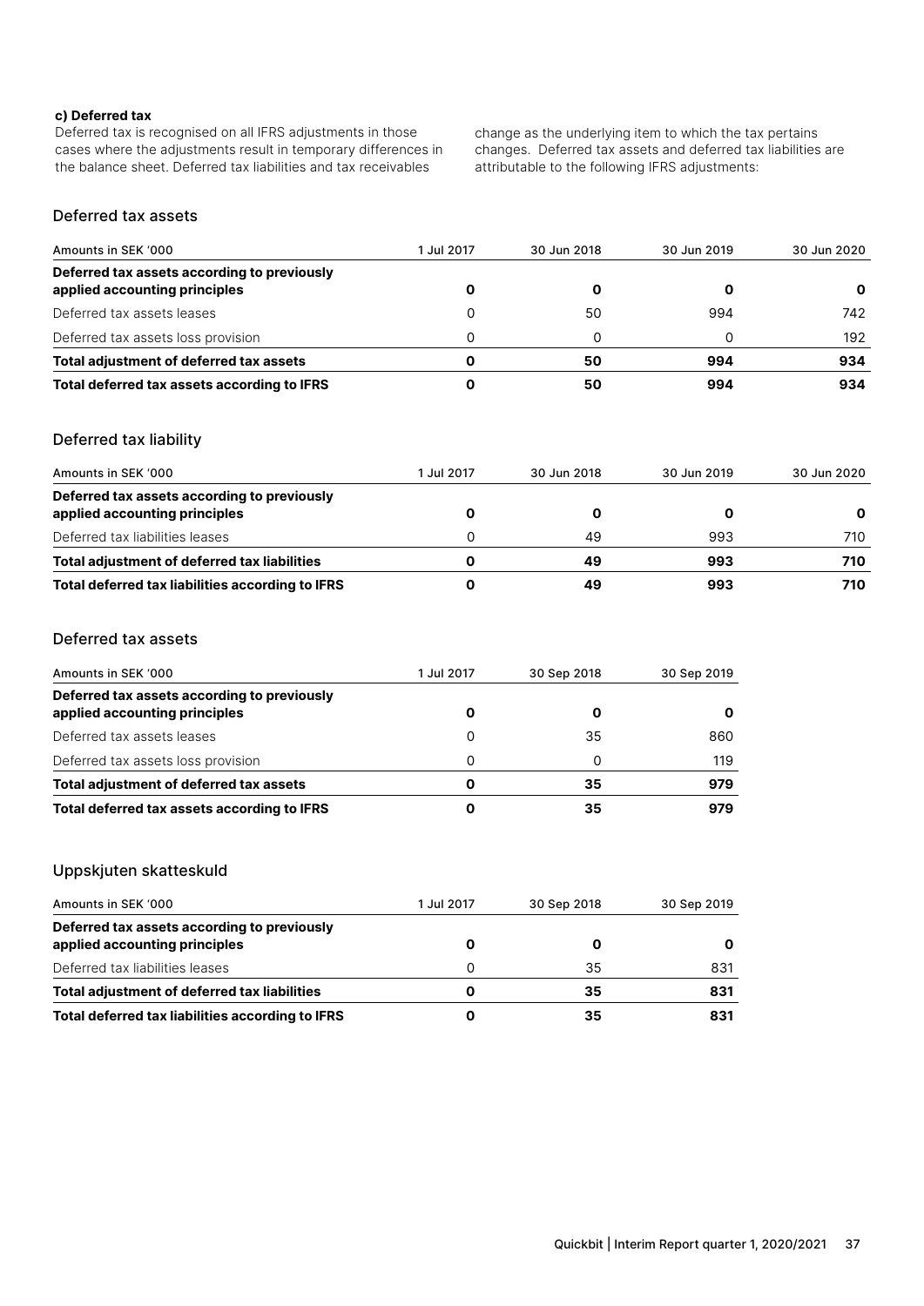**c) Deferred tax**

Deferred tax is recognised on all IFRS adjustments in those cases where the adjustments result in temporary differences in the balance sheet. Deferred tax liabilities and tax receivables change as the underlying item to which the tax pertains changes. Deferred tax assets and deferred tax liabilities are attributable to the following IFRS adjustments:

## Deferred tax assets

| Amounts in SEK '000 | 1 Jul 2017 | 30 Jun 2018 | 30 Jun 2019 | 30 Jun 2020 |
|---|---|---|---|---|
| **Deferred tax assets according to previously applied accounting principles** | **0** | **0** | **0** | **0** |
| Deferred tax assets leases | 0 | 50 | 994 | 742 |
| Deferred tax assets loss provision | 0 | 0 | 0 | 192 |
| **Total adjustment of deferred tax assets** | **0** | **50** | **994** | **934** |
| **Total deferred tax assets according to IFRS** | **0** | **50** | **994** | **934** |

## Deferred tax liability

| Amounts in SEK '000 | 1 Jul 2017 | 30 Jun 2018 | 30 Jun 2019 | 30 Jun 2020 |
|---|---|---|---|---|
| **Deferred tax assets according to previously applied accounting principles** | **0** | **0** | **0** | **0** |
| Deferred tax liabilities leases | 0 | 49 | 993 | 710 |
| **Total adjustment of deferred tax liabilities** | **0** | **49** | **993** | **710** |
| **Total deferred tax liabilities according to IFRS** | **0** | **49** | **993** | **710** |

## Deferred tax assets

| Amounts in SEK '000 | 1 Jul 2017 | 30 Sep 2018 | 30 Sep 2019 |
|---|---|---|---|
| **Deferred tax assets according to previously applied accounting principles** | **0** | **0** | **0** |
| Deferred tax assets leases | 0 | 35 | 860 |
| Deferred tax assets loss provision | 0 | 0 | 119 |
| **Total adjustment of deferred tax assets** | **0** | **35** | **979** |
| **Total deferred tax assets according to IFRS** | **0** | **35** | **979** |

## Uppskjuten skatteskuld

| Amounts in SEK '000 | 1 Jul 2017 | 30 Sep 2018 | 30 Sep 2019 |
|---|---|---|---|
| **Deferred tax assets according to previously applied accounting principles** | **0** | **0** | **0** |
| Deferred tax liabilities leases | 0 | 35 | 831 |
| **Total adjustment of deferred tax liabilities** | **0** | **35** | **831** |
| **Total deferred tax liabilities according to IFRS** | **0** | **35** | **831** |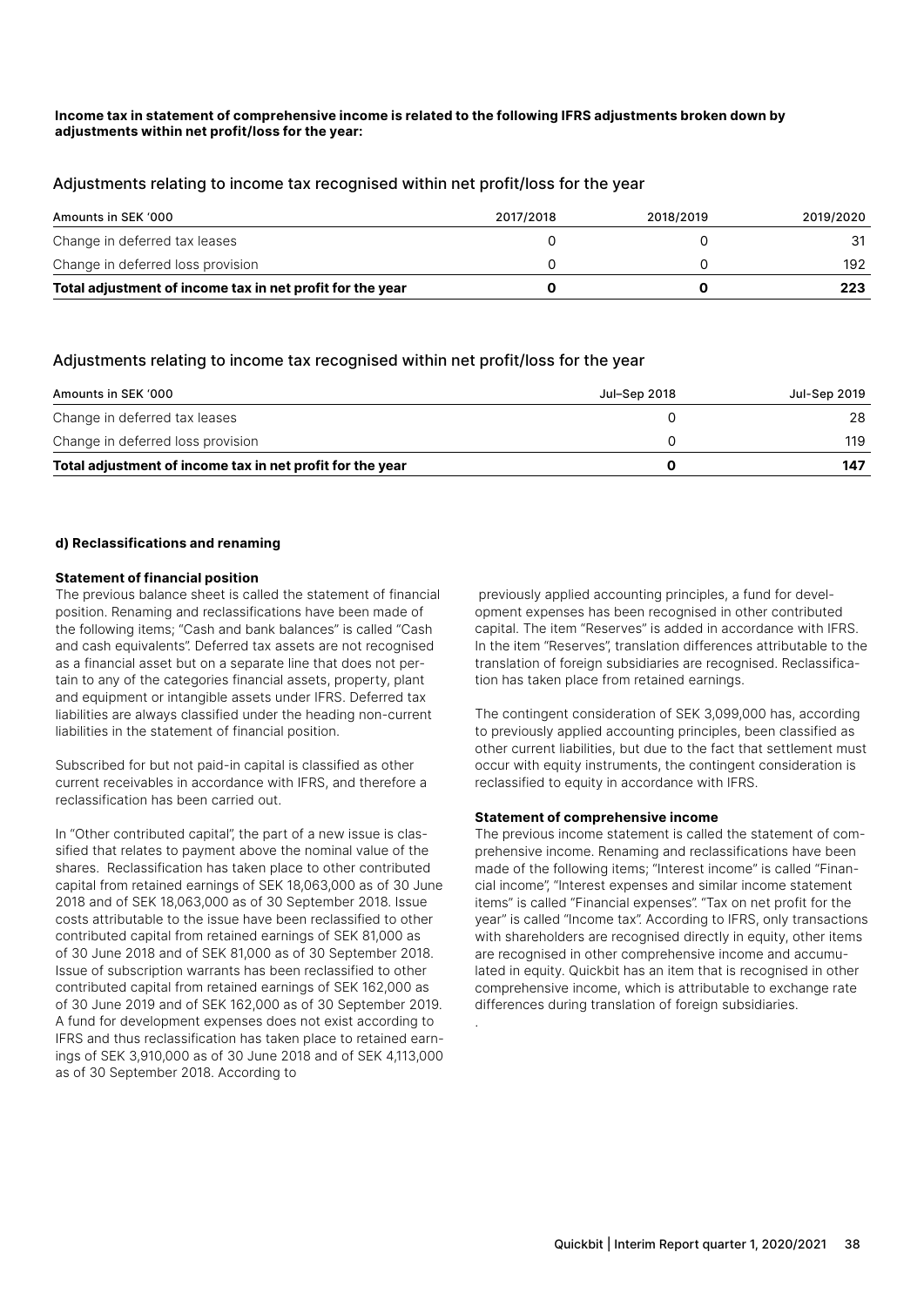**Income tax in statement of comprehensive income is related to the following IFRS adjustments broken down by adjustments within net profit/loss for the year:**

## Adjustments relating to income tax recognised within net profit/loss for the year

| Amounts in SEK '000 | 2017/2018 | 2018/2019 | 2019/2020 |
|---|---|---|---|
| Change in deferred tax leases | 0 | 0 | 31 |
| Change in deferred loss provision | 0 | 0 | 192 |
| **Total adjustment of income tax in net profit for the year** | **0** | **0** | **223** |

## Adjustments relating to income tax recognised within net profit/loss for the year

| Amounts in SEK '000 | Jul–Sep 2018 | Jul-Sep 2019 |
|---|---|---|
| Change in deferred tax leases | 0 | 28 |
| Change in deferred loss provision | 0 | 119 |
| **Total adjustment of income tax in net profit for the year** | **0** | **147** |

#### d) Reclassifications and renaming

**Statement of financial position**

The previous balance sheet is called the statement of financial position. Renaming and reclassifications have been made of the following items; "Cash and bank balances" is called "Cash and cash equivalents". Deferred tax assets are not recognised as a financial asset but on a separate line that does not pertain to any of the categories financial assets, property, plant and equipment or intangible assets under IFRS. Deferred tax liabilities are always classified under the heading non-current liabilities in the statement of financial position.

Subscribed for but not paid-in capital is classified as other current receivables in accordance with IFRS, and therefore a reclassification has been carried out.

In "Other contributed capital", the part of a new issue is classified that relates to payment above the nominal value of the shares. Reclassification has taken place to other contributed capital from retained earnings of SEK 18,063,000 as of 30 June 2018 and of SEK 18,063,000 as of 30 September 2018. Issue costs attributable to the issue have been reclassified to other contributed capital from retained earnings of SEK 81,000 as of 30 June 2018 and of SEK 81,000 as of 30 September 2018. Issue of subscription warrants has been reclassified to other contributed capital from retained earnings of SEK 162,000 as of 30 June 2019 and of SEK 162,000 as of 30 September 2019. A fund for development expenses does not exist according to IFRS and thus reclassification has taken place to retained earnings of SEK 3,910,000 as of 30 June 2018 and of SEK 4,113,000 as of 30 September 2018. According to previously applied accounting principles, a fund for development expenses has been recognised in other contributed capital. The item "Reserves" is added in accordance with IFRS. In the item "Reserves", translation differences attributable to the translation of foreign subsidiaries are recognised. Reclassification has taken place from retained earnings.

The contingent consideration of SEK 3,099,000 has, according to previously applied accounting principles, been classified as other current liabilities, but due to the fact that settlement must occur with equity instruments, the contingent consideration is reclassified to equity in accordance with IFRS.

**Statement of comprehensive income**

The previous income statement is called the statement of comprehensive income. Renaming and reclassifications have been made of the following items; "Interest income" is called "Financial income", "Interest expenses and similar income statement items" is called "Financial expenses". "Tax on net profit for the year" is called "Income tax". According to IFRS, only transactions with shareholders are recognised directly in equity, other items are recognised in other comprehensive income and accumulated in equity. Quickbit has an item that is recognised in other comprehensive income, which is attributable to exchange rate differences during translation of foreign subsidiaries.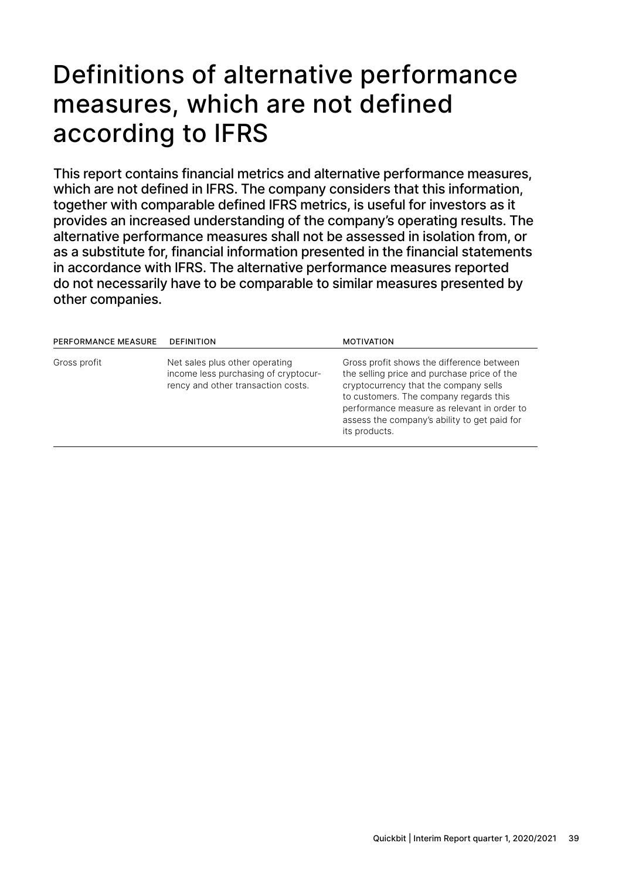# Definitions of alternative performance measures, which are not defined according to IFRS

This report contains financial metrics and alternative performance measures, which are not defined in IFRS. The company considers that this information, together with comparable defined IFRS metrics, is useful for investors as it provides an increased understanding of the company's operating results. The alternative performance measures shall not be assessed in isolation from, or as a substitute for, financial information presented in the financial statements in accordance with IFRS. The alternative performance measures reported do not necessarily have to be comparable to similar measures presented by other companies.

| PERFORMANCE MEASURE | DEFINITION | MOTIVATION |
|---|---|---|
| Gross profit | Net sales plus other operating income less purchasing of cryptocurrency and other transaction costs. | Gross profit shows the difference between the selling price and purchase price of the cryptocurrency that the company sells to customers. The company regards this performance measure as relevant in order to assess the company's ability to get paid for its products. |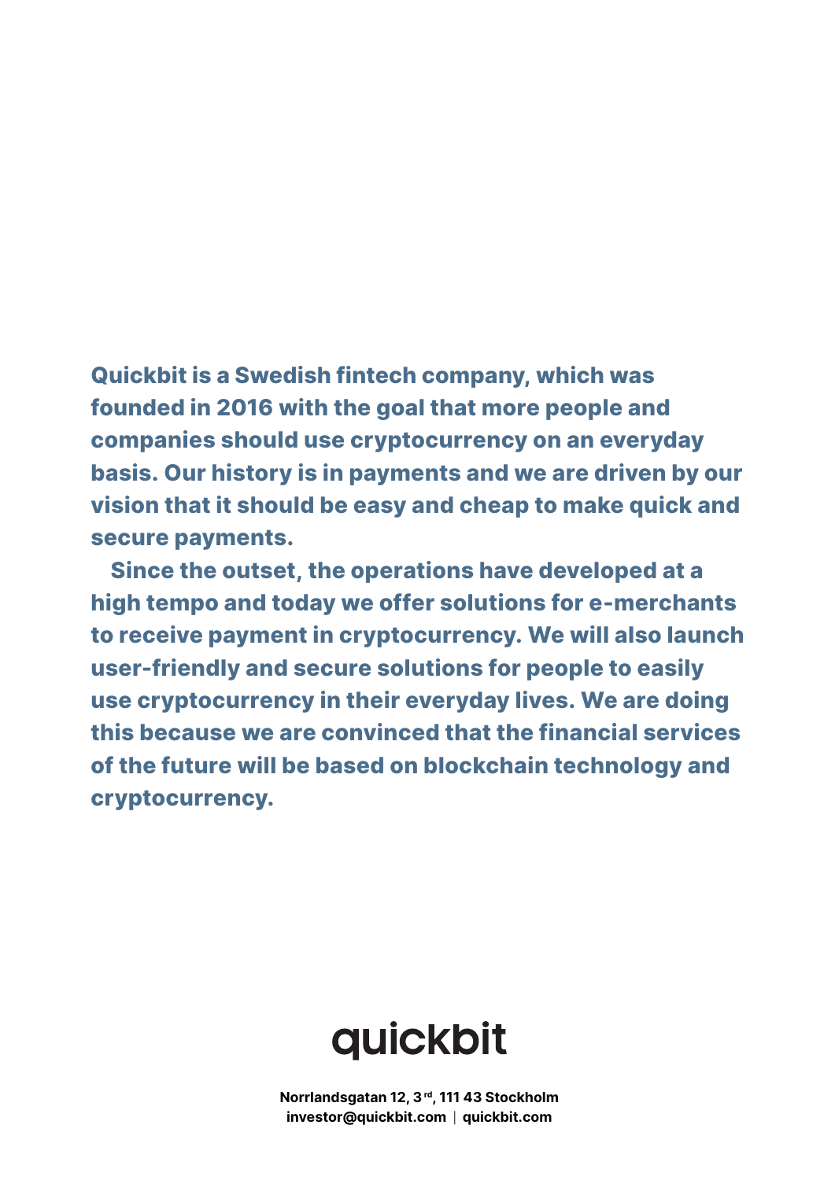**Quickbit is a Swedish fintech company, which was founded in 2016 with the goal that more people and companies should use cryptocurrency on an everyday basis. Our history is in payments and we are driven by our vision that it should be easy and cheap to make quick and secure payments.**

**Since the outset, the operations have developed at a high tempo and today we offer solutions for e-merchants to receive payment in cryptocurrency. We will also launch user-friendly and secure solutions for people to easily use cryptocurrency in their everyday lives. We are doing this because we are convinced that the financial services of the future will be based on blockchain technology and cryptocurrency.**

quickbit

**Norrlandsgatan 12, 3rd, 111 43 Stockholm**
**investor@quickbit.com | quickbit.com**